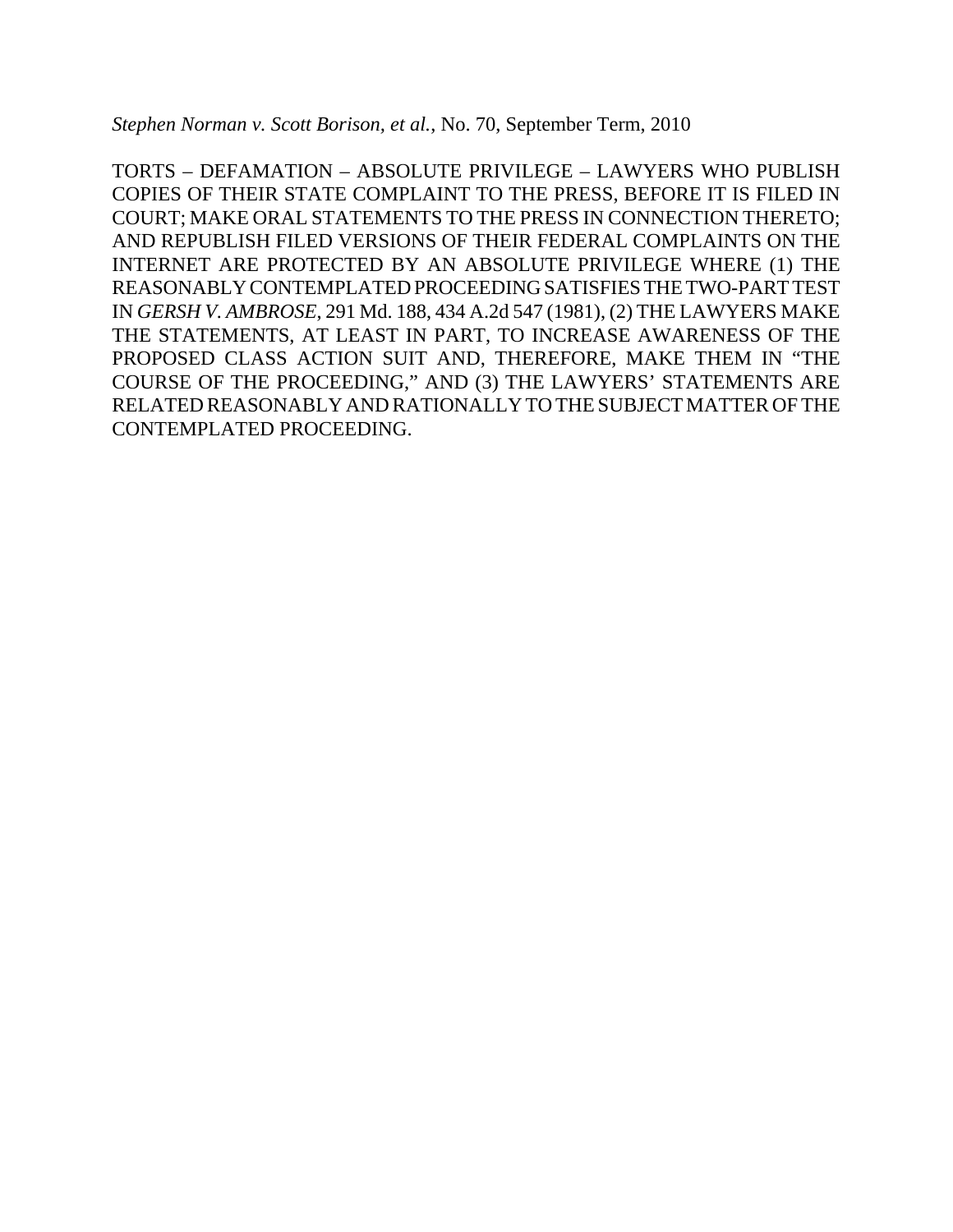*Stephen Norman v. Scott Borison, et al.*, No. 70, September Term, 2010

TORTS – DEFAMATION – ABSOLUTE PRIVILEGE – LAWYERS WHO PUBLISH COPIES OF THEIR STATE COMPLAINT TO THE PRESS, BEFORE IT IS FILED IN COURT; MAKE ORAL STATEMENTS TO THE PRESS IN CONNECTION THERETO; AND REPUBLISH FILED VERSIONS OF THEIR FEDERAL COMPLAINTS ON THE INTERNET ARE PROTECTED BY AN ABSOLUTE PRIVILEGE WHERE (1) THE REASONABLY CONTEMPLATED PROCEEDING SATISFIES THE TWO-PART TEST IN *GERSH V. AMBROSE*, 291 Md. 188, 434 A.2d 547 (1981), (2) THE LAWYERS MAKE THE STATEMENTS, AT LEAST IN PART, TO INCREASE AWARENESS OF THE PROPOSED CLASS ACTION SUIT AND, THEREFORE, MAKE THEM IN "THE COURSE OF THE PROCEEDING," AND (3) THE LAWYERS' STATEMENTS ARE RELATED REASONABLY AND RATIONALLY TO THE SUBJECT MATTER OF THE CONTEMPLATED PROCEEDING.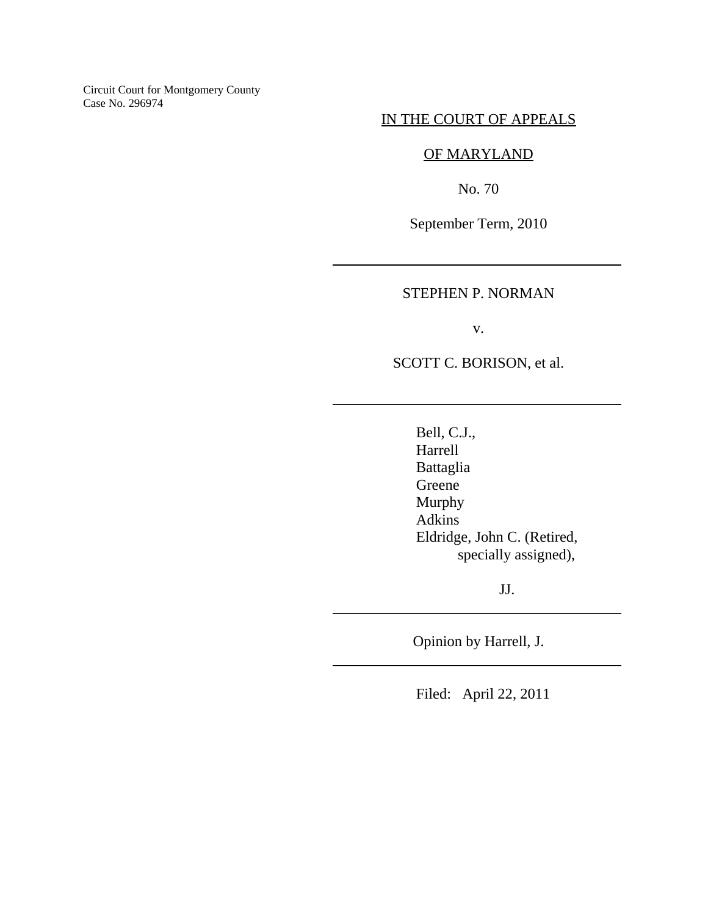Circuit Court for Montgomery County
Case No. 296974

IN THE COURT OF APPEALS

OF MARYLAND

No. 70

September Term, 2010

---

STEPHEN P. NORMAN

v.

SCOTT C. BORISON, et al.

---

Bell, C.J.,
Harrell
Battaglia
Greene
Murphy
Adkins
Eldridge, John C. (Retired,
specially assigned),

JJ.

---

Opinion by Harrell, J.

---

Filed: April 22, 2011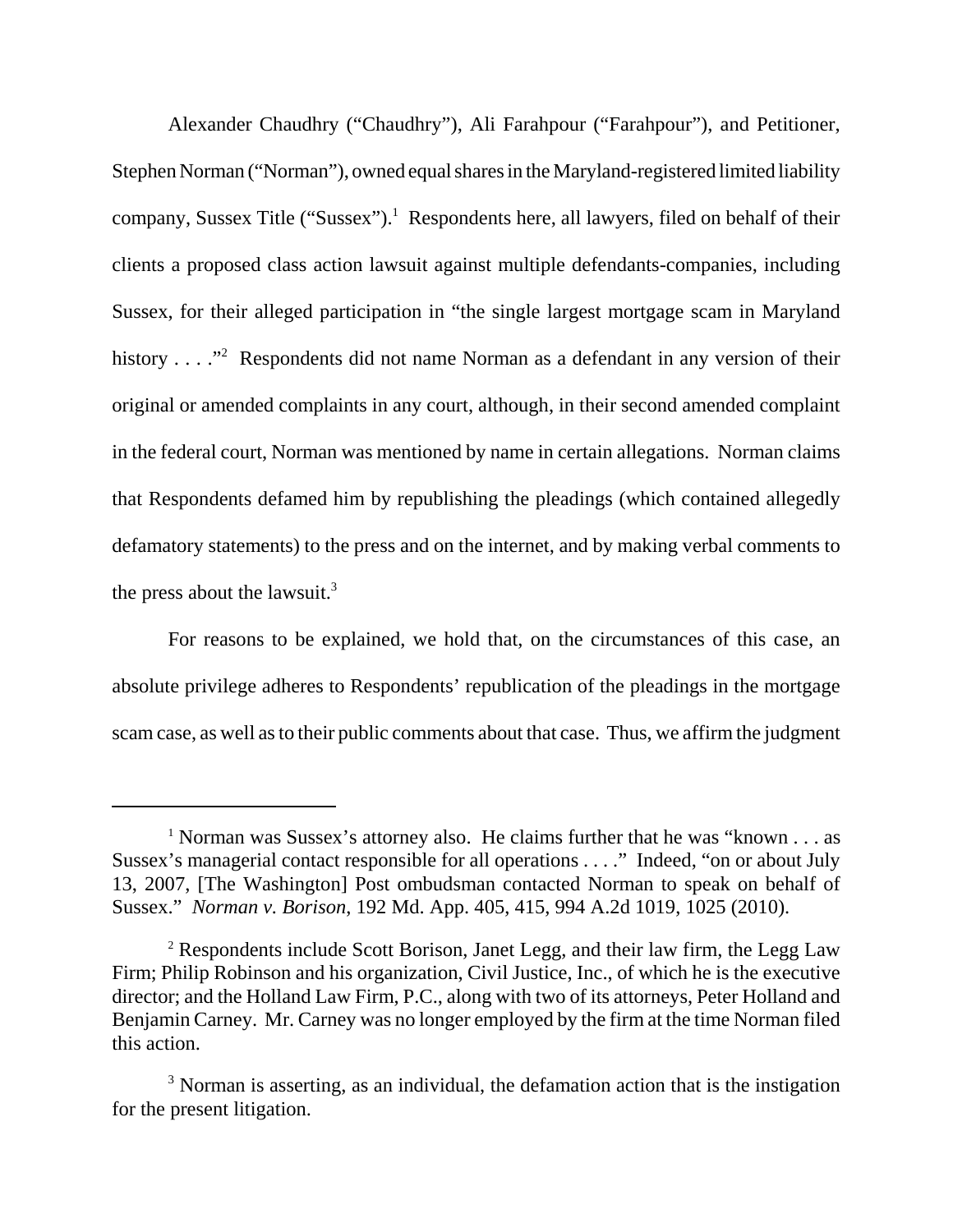Alexander Chaudhry ("Chaudhry"), Ali Farahpour ("Farahpour"), and Petitioner, Stephen Norman ("Norman"), owned equal shares in the Maryland-registered limited liability company, Sussex Title ("Sussex").[1] Respondents here, all lawyers, filed on behalf of their clients a proposed class action lawsuit against multiple defendants-companies, including Sussex, for their alleged participation in "the single largest mortgage scam in Maryland history . . . ."[2] Respondents did not name Norman as a defendant in any version of their original or amended complaints in any court, although, in their second amended complaint in the federal court, Norman was mentioned by name in certain allegations. Norman claims that Respondents defamed him by republishing the pleadings (which contained allegedly defamatory statements) to the press and on the internet, and by making verbal comments to the press about the lawsuit.[3]

For reasons to be explained, we hold that, on the circumstances of this case, an absolute privilege adheres to Respondents' republication of the pleadings in the mortgage scam case, as well as to their public comments about that case. Thus, we affirm the judgment

---

[1] Norman was Sussex's attorney also. He claims further that he was "known . . . as Sussex's managerial contact responsible for all operations . . . ." Indeed, "on or about July 13, 2007, [The Washington] Post ombudsman contacted Norman to speak on behalf of Sussex." *Norman v. Borison*, 192 Md. App. 405, 415, 994 A.2d 1019, 1025 (2010).

[2] Respondents include Scott Borison, Janet Legg, and their law firm, the Legg Law Firm; Philip Robinson and his organization, Civil Justice, Inc., of which he is the executive director; and the Holland Law Firm, P.C., along with two of its attorneys, Peter Holland and Benjamin Carney. Mr. Carney was no longer employed by the firm at the time Norman filed this action.

[3] Norman is asserting, as an individual, the defamation action that is the instigation for the present litigation.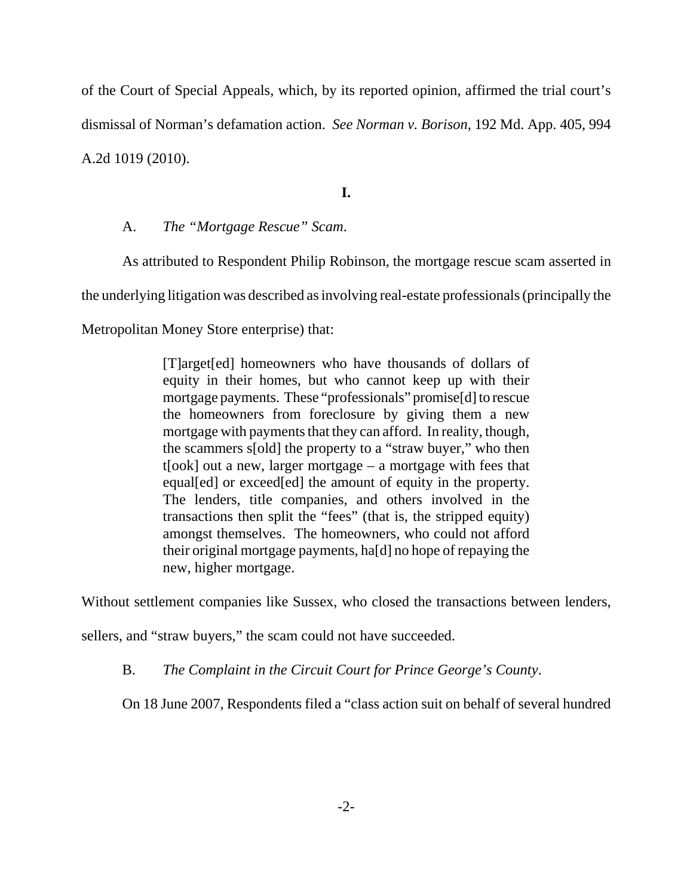of the Court of Special Appeals, which, by its reported opinion, affirmed the trial court's dismissal of Norman's defamation action. *See Norman v. Borison*, 192 Md. App. 405, 994 A.2d 1019 (2010).

**I.**

A. *The "Mortgage Rescue" Scam*.

As attributed to Respondent Philip Robinson, the mortgage rescue scam asserted in the underlying litigation was described as involving real-estate professionals (principally the Metropolitan Money Store enterprise) that:

> [T]arget[ed] homeowners who have thousands of dollars of equity in their homes, but who cannot keep up with their mortgage payments. These "professionals" promise[d] to rescue the homeowners from foreclosure by giving them a new mortgage with payments that they can afford. In reality, though, the scammers s[old] the property to a "straw buyer," who then t[ook] out a new, larger mortgage – a mortgage with fees that equal[ed] or exceed[ed] the amount of equity in the property. The lenders, title companies, and others involved in the transactions then split the "fees" (that is, the stripped equity) amongst themselves. The homeowners, who could not afford their original mortgage payments, ha[d] no hope of repaying the new, higher mortgage.

Without settlement companies like Sussex, who closed the transactions between lenders, sellers, and "straw buyers," the scam could not have succeeded.

B. *The Complaint in the Circuit Court for Prince George's County*.

On 18 June 2007, Respondents filed a "class action suit on behalf of several hundred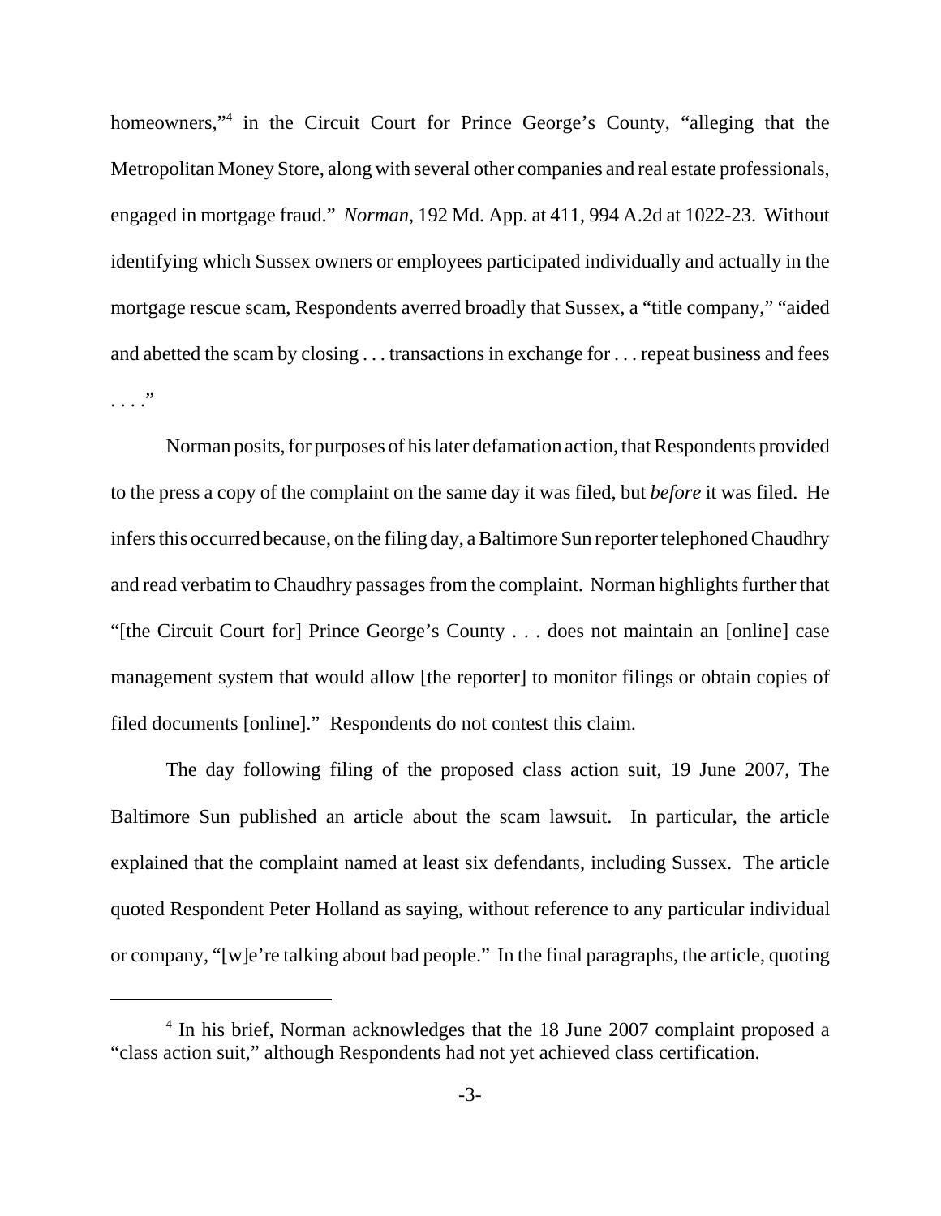homeowners,"[4] in the Circuit Court for Prince George's County, "alleging that the Metropolitan Money Store, along with several other companies and real estate professionals, engaged in mortgage fraud." *Norman*, 192 Md. App. at 411, 994 A.2d at 1022-23. Without identifying which Sussex owners or employees participated individually and actually in the mortgage rescue scam, Respondents averred broadly that Sussex, a "title company," "aided and abetted the scam by closing . . . transactions in exchange for . . . repeat business and fees . . . ."

Norman posits, for purposes of his later defamation action, that Respondents provided to the press a copy of the complaint on the same day it was filed, but *before* it was filed. He infers this occurred because, on the filing day, a Baltimore Sun reporter telephoned Chaudhry and read verbatim to Chaudhry passages from the complaint. Norman highlights further that "[the Circuit Court for] Prince George's County . . . does not maintain an [online] case management system that would allow [the reporter] to monitor filings or obtain copies of filed documents [online]." Respondents do not contest this claim.

The day following filing of the proposed class action suit, 19 June 2007, The Baltimore Sun published an article about the scam lawsuit. In particular, the article explained that the complaint named at least six defendants, including Sussex. The article quoted Respondent Peter Holland as saying, without reference to any particular individual or company, "[w]e're talking about bad people." In the final paragraphs, the article, quoting

[4] In his brief, Norman acknowledges that the 18 June 2007 complaint proposed a "class action suit," although Respondents had not yet achieved class certification.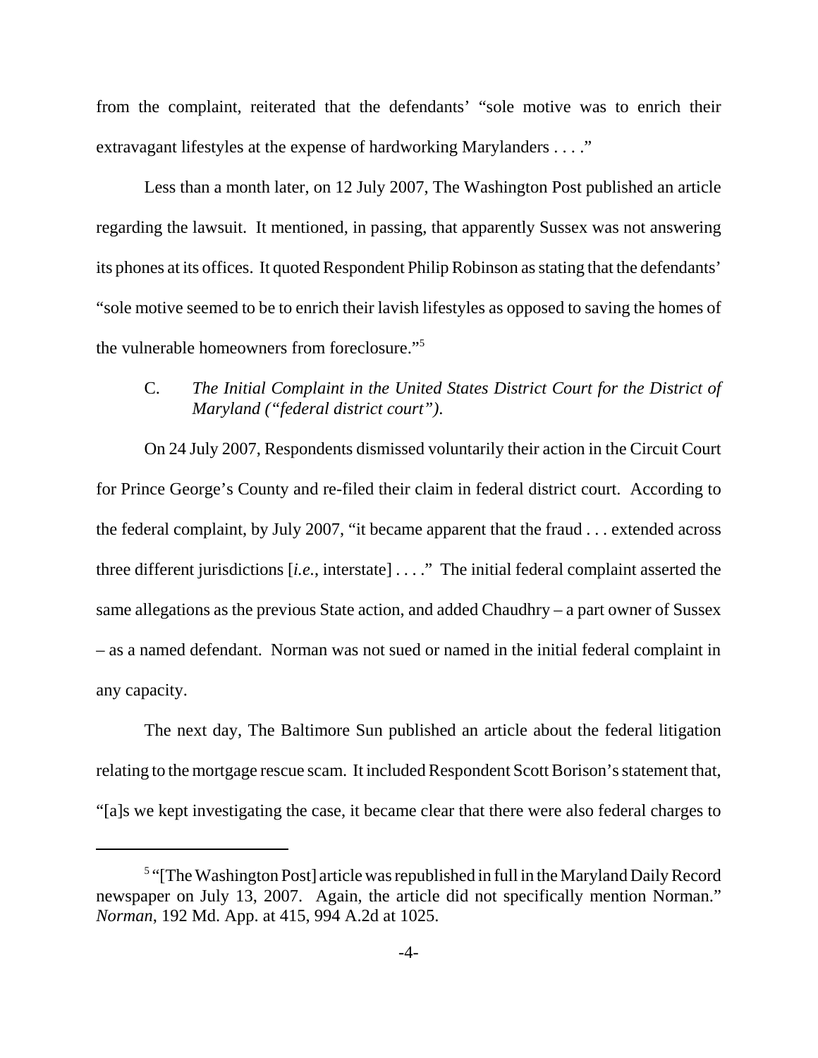from the complaint, reiterated that the defendants' "sole motive was to enrich their extravagant lifestyles at the expense of hardworking Marylanders . . . ."

Less than a month later, on 12 July 2007, The Washington Post published an article regarding the lawsuit. It mentioned, in passing, that apparently Sussex was not answering its phones at its offices. It quoted Respondent Philip Robinson as stating that the defendants' "sole motive seemed to be to enrich their lavish lifestyles as opposed to saving the homes of the vulnerable homeowners from foreclosure."[5]

C. *The Initial Complaint in the United States District Court for the District of Maryland ("federal district court").*

On 24 July 2007, Respondents dismissed voluntarily their action in the Circuit Court for Prince George's County and re-filed their claim in federal district court. According to the federal complaint, by July 2007, "it became apparent that the fraud . . . extended across three different jurisdictions [*i.e.*, interstate] . . . ." The initial federal complaint asserted the same allegations as the previous State action, and added Chaudhry – a part owner of Sussex – as a named defendant. Norman was not sued or named in the initial federal complaint in any capacity.

The next day, The Baltimore Sun published an article about the federal litigation relating to the mortgage rescue scam. It included Respondent Scott Borison's statement that, "[a]s we kept investigating the case, it became clear that there were also federal charges to

---

[5] "[The Washington Post] article was republished in full in the Maryland Daily Record newspaper on July 13, 2007. Again, the article did not specifically mention Norman." *Norman*, 192 Md. App. at 415, 994 A.2d at 1025.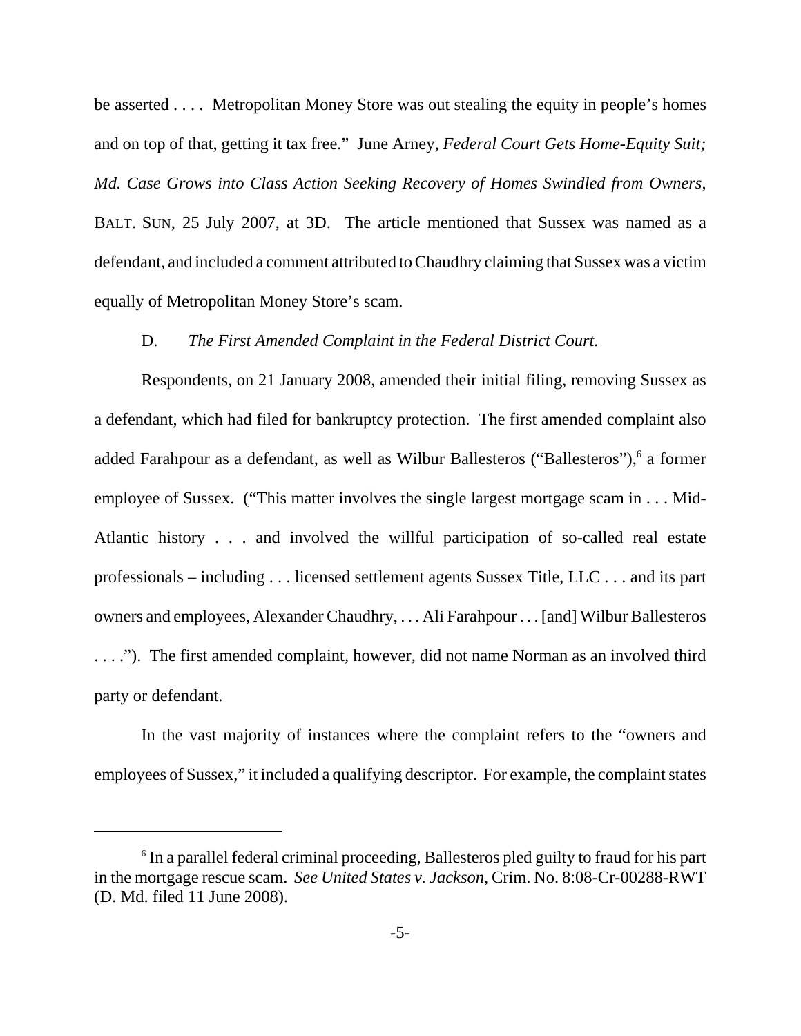be asserted . . . . Metropolitan Money Store was out stealing the equity in people's homes and on top of that, getting it tax free." June Arney, *Federal Court Gets Home-Equity Suit; Md. Case Grows into Class Action Seeking Recovery of Homes Swindled from Owners*, BALT. SUN, 25 July 2007, at 3D. The article mentioned that Sussex was named as a defendant, and included a comment attributed to Chaudhry claiming that Sussex was a victim equally of Metropolitan Money Store's scam.

D. *The First Amended Complaint in the Federal District Court*.

Respondents, on 21 January 2008, amended their initial filing, removing Sussex as a defendant, which had filed for bankruptcy protection. The first amended complaint also added Farahpour as a defendant, as well as Wilbur Ballesteros ("Ballesteros"),[6] a former employee of Sussex. ("This matter involves the single largest mortgage scam in . . . Mid-Atlantic history . . . and involved the willful participation of so-called real estate professionals – including . . . licensed settlement agents Sussex Title, LLC . . . and its part owners and employees, Alexander Chaudhry, . . . Ali Farahpour . . . [and] Wilbur Ballesteros . . . ."). The first amended complaint, however, did not name Norman as an involved third party or defendant.

In the vast majority of instances where the complaint refers to the "owners and employees of Sussex," it included a qualifying descriptor. For example, the complaint states

[6] In a parallel federal criminal proceeding, Ballesteros pled guilty to fraud for his part in the mortgage rescue scam. *See United States v. Jackson*, Crim. No. 8:08-Cr-00288-RWT (D. Md. filed 11 June 2008).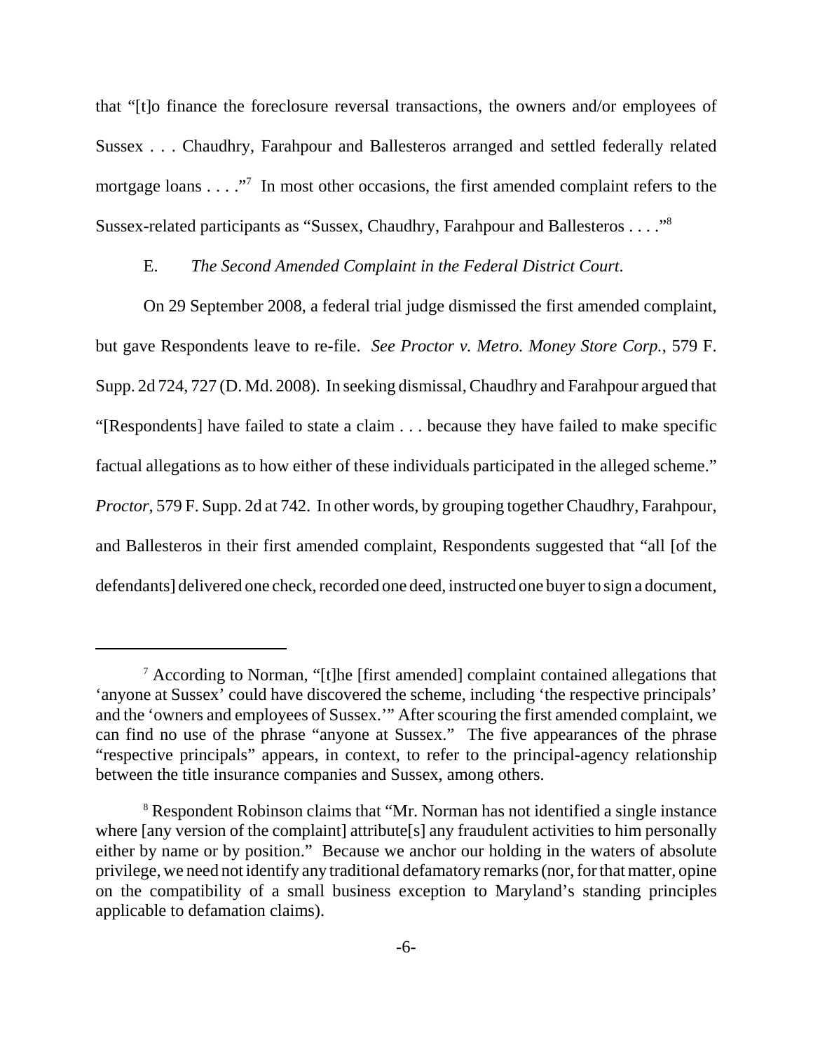that "[t]o finance the foreclosure reversal transactions, the owners and/or employees of Sussex . . . Chaudhry, Farahpour and Ballesteros arranged and settled federally related mortgage loans . . . ."[7] In most other occasions, the first amended complaint refers to the Sussex-related participants as "Sussex, Chaudhry, Farahpour and Ballesteros . . . ."[8]

E. *The Second Amended Complaint in the Federal District Court.*

On 29 September 2008, a federal trial judge dismissed the first amended complaint, but gave Respondents leave to re-file. *See Proctor v. Metro. Money Store Corp.*, 579 F. Supp. 2d 724, 727 (D. Md. 2008). In seeking dismissal, Chaudhry and Farahpour argued that "[Respondents] have failed to state a claim . . . because they have failed to make specific factual allegations as to how either of these individuals participated in the alleged scheme." *Proctor*, 579 F. Supp. 2d at 742. In other words, by grouping together Chaudhry, Farahpour, and Ballesteros in their first amended complaint, Respondents suggested that "all [of the defendants] delivered one check, recorded one deed, instructed one buyer to sign a document,

---

[7] According to Norman, "[t]he [first amended] complaint contained allegations that 'anyone at Sussex' could have discovered the scheme, including 'the respective principals' and the 'owners and employees of Sussex.'" After scouring the first amended complaint, we can find no use of the phrase "anyone at Sussex." The five appearances of the phrase "respective principals" appears, in context, to refer to the principal-agency relationship between the title insurance companies and Sussex, among others.

[8] Respondent Robinson claims that "Mr. Norman has not identified a single instance where [any version of the complaint] attribute[s] any fraudulent activities to him personally either by name or by position." Because we anchor our holding in the waters of absolute privilege, we need not identify any traditional defamatory remarks (nor, for that matter, opine on the compatibility of a small business exception to Maryland's standing principles applicable to defamation claims).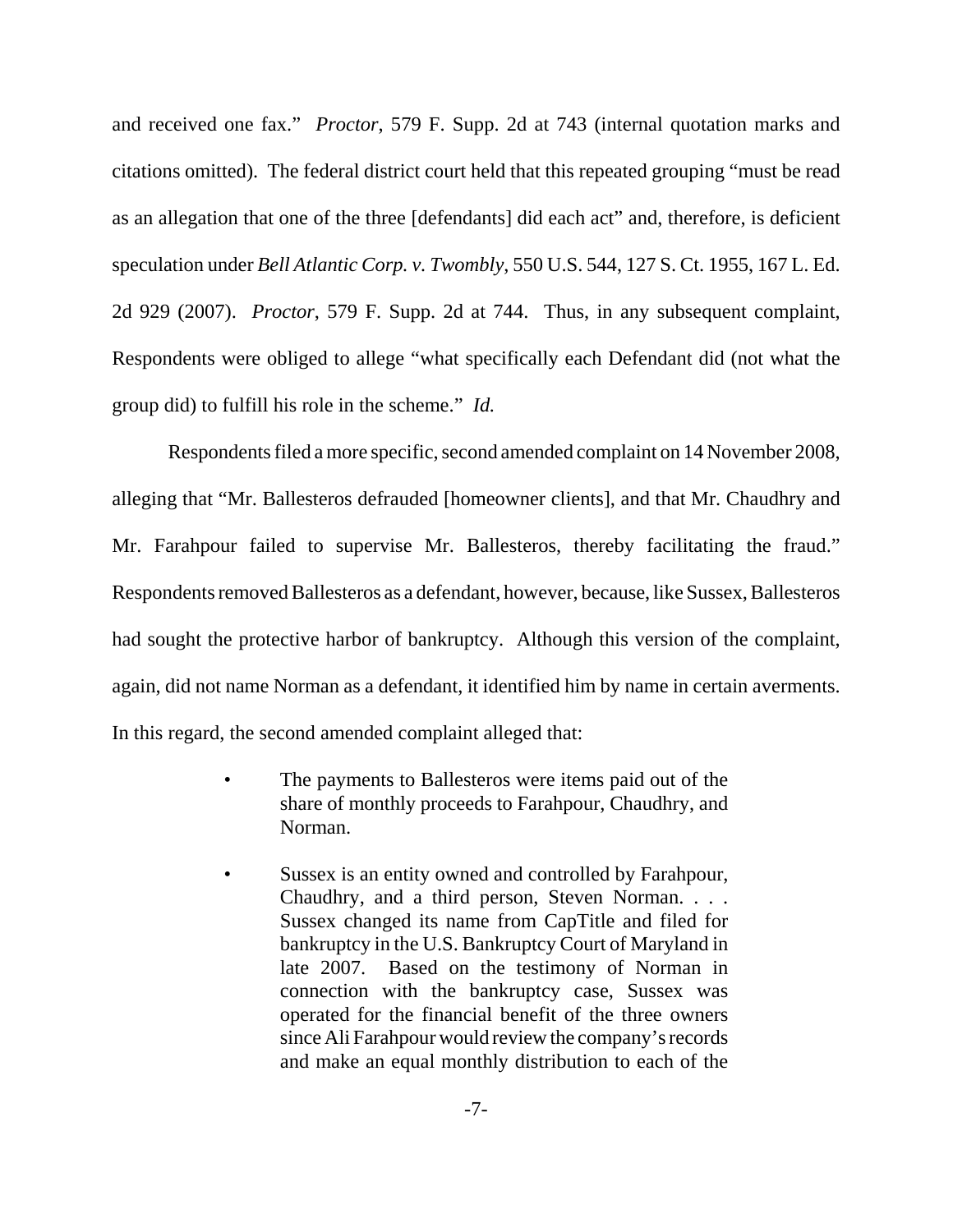and received one fax." *Proctor*, 579 F. Supp. 2d at 743 (internal quotation marks and citations omitted). The federal district court held that this repeated grouping "must be read as an allegation that one of the three [defendants] did each act" and, therefore, is deficient speculation under *Bell Atlantic Corp. v. Twombly*, 550 U.S. 544, 127 S. Ct. 1955, 167 L. Ed. 2d 929 (2007). *Proctor*, 579 F. Supp. 2d at 744. Thus, in any subsequent complaint, Respondents were obliged to allege "what specifically each Defendant did (not what the group did) to fulfill his role in the scheme." *Id.*

Respondents filed a more specific, second amended complaint on 14 November 2008, alleging that "Mr. Ballesteros defrauded [homeowner clients], and that Mr. Chaudhry and Mr. Farahpour failed to supervise Mr. Ballesteros, thereby facilitating the fraud." Respondents removed Ballesteros as a defendant, however, because, like Sussex, Ballesteros had sought the protective harbor of bankruptcy. Although this version of the complaint, again, did not name Norman as a defendant, it identified him by name in certain averments. In this regard, the second amended complaint alleged that:

> - The payments to Ballesteros were items paid out of the share of monthly proceeds to Farahpour, Chaudhry, and Norman.
>
> - Sussex is an entity owned and controlled by Farahpour, Chaudhry, and a third person, Steven Norman. . . . Sussex changed its name from CapTitle and filed for bankruptcy in the U.S. Bankruptcy Court of Maryland in late 2007. Based on the testimony of Norman in connection with the bankruptcy case, Sussex was operated for the financial benefit of the three owners since Ali Farahpour would review the company's records and make an equal monthly distribution to each of the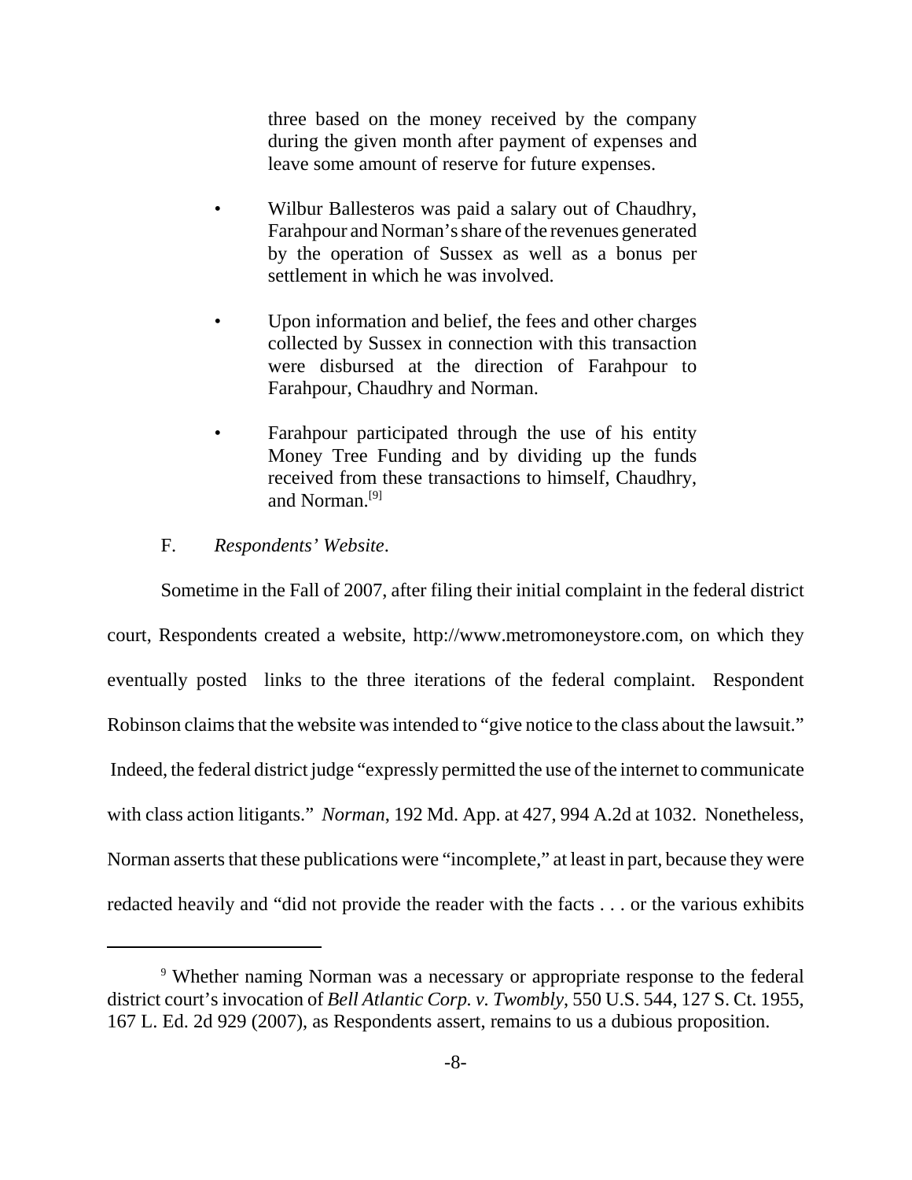> three based on the money received by the company during the given month after payment of expenses and leave some amount of reserve for future expenses.
>
> - Wilbur Ballesteros was paid a salary out of Chaudhry, Farahpour and Norman's share of the revenues generated by the operation of Sussex as well as a bonus per settlement in which he was involved.
>
> - Upon information and belief, the fees and other charges collected by Sussex in connection with this transaction were disbursed at the direction of Farahpour to Farahpour, Chaudhry and Norman.
>
> - Farahpour participated through the use of his entity Money Tree Funding and by dividing up the funds received from these transactions to himself, Chaudhry, and Norman.[9]

F. *Respondents' Website*.

Sometime in the Fall of 2007, after filing their initial complaint in the federal district court, Respondents created a website, http://www.metromoneystore.com, on which they eventually posted links to the three iterations of the federal complaint. Respondent Robinson claims that the website was intended to "give notice to the class about the lawsuit." Indeed, the federal district judge "expressly permitted the use of the internet to communicate with class action litigants." *Norman*, 192 Md. App. at 427, 994 A.2d at 1032. Nonetheless, Norman asserts that these publications were "incomplete," at least in part, because they were redacted heavily and "did not provide the reader with the facts . . . or the various exhibits

---

[9] Whether naming Norman was a necessary or appropriate response to the federal district court's invocation of *Bell Atlantic Corp. v. Twombly*, 550 U.S. 544, 127 S. Ct. 1955, 167 L. Ed. 2d 929 (2007), as Respondents assert, remains to us a dubious proposition.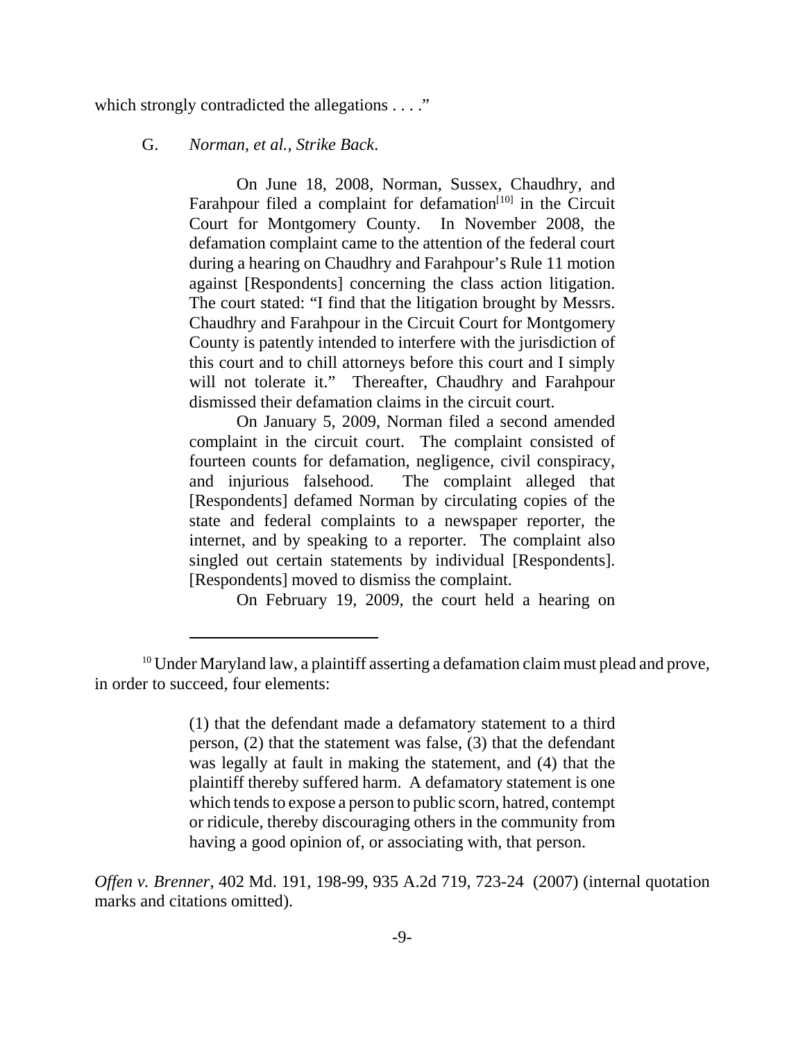which strongly contradicted the allegations . . . ."

G. *Norman, et al., Strike Back*.

> On June 18, 2008, Norman, Sussex, Chaudhry, and Farahpour filed a complaint for defamation[10] in the Circuit Court for Montgomery County. In November 2008, the defamation complaint came to the attention of the federal court during a hearing on Chaudhry and Farahpour's Rule 11 motion against [Respondents] concerning the class action litigation. The court stated: "I find that the litigation brought by Messrs. Chaudhry and Farahpour in the Circuit Court for Montgomery County is patently intended to interfere with the jurisdiction of this court and to chill attorneys before this court and I simply will not tolerate it." Thereafter, Chaudhry and Farahpour dismissed their defamation claims in the circuit court.
>
> On January 5, 2009, Norman filed a second amended complaint in the circuit court. The complaint consisted of fourteen counts for defamation, negligence, civil conspiracy, and injurious falsehood. The complaint alleged that [Respondents] defamed Norman by circulating copies of the state and federal complaints to a newspaper reporter, the internet, and by speaking to a reporter. The complaint also singled out certain statements by individual [Respondents]. [Respondents] moved to dismiss the complaint.
>
> On February 19, 2009, the court held a hearing on

---

[10] Under Maryland law, a plaintiff asserting a defamation claim must plead and prove, in order to succeed, four elements:

> (1) that the defendant made a defamatory statement to a third person, (2) that the statement was false, (3) that the defendant was legally at fault in making the statement, and (4) that the plaintiff thereby suffered harm. A defamatory statement is one which tends to expose a person to public scorn, hatred, contempt or ridicule, thereby discouraging others in the community from having a good opinion of, or associating with, that person.

*Offen v. Brenner*, 402 Md. 191, 198-99, 935 A.2d 719, 723-24 (2007) (internal quotation marks and citations omitted).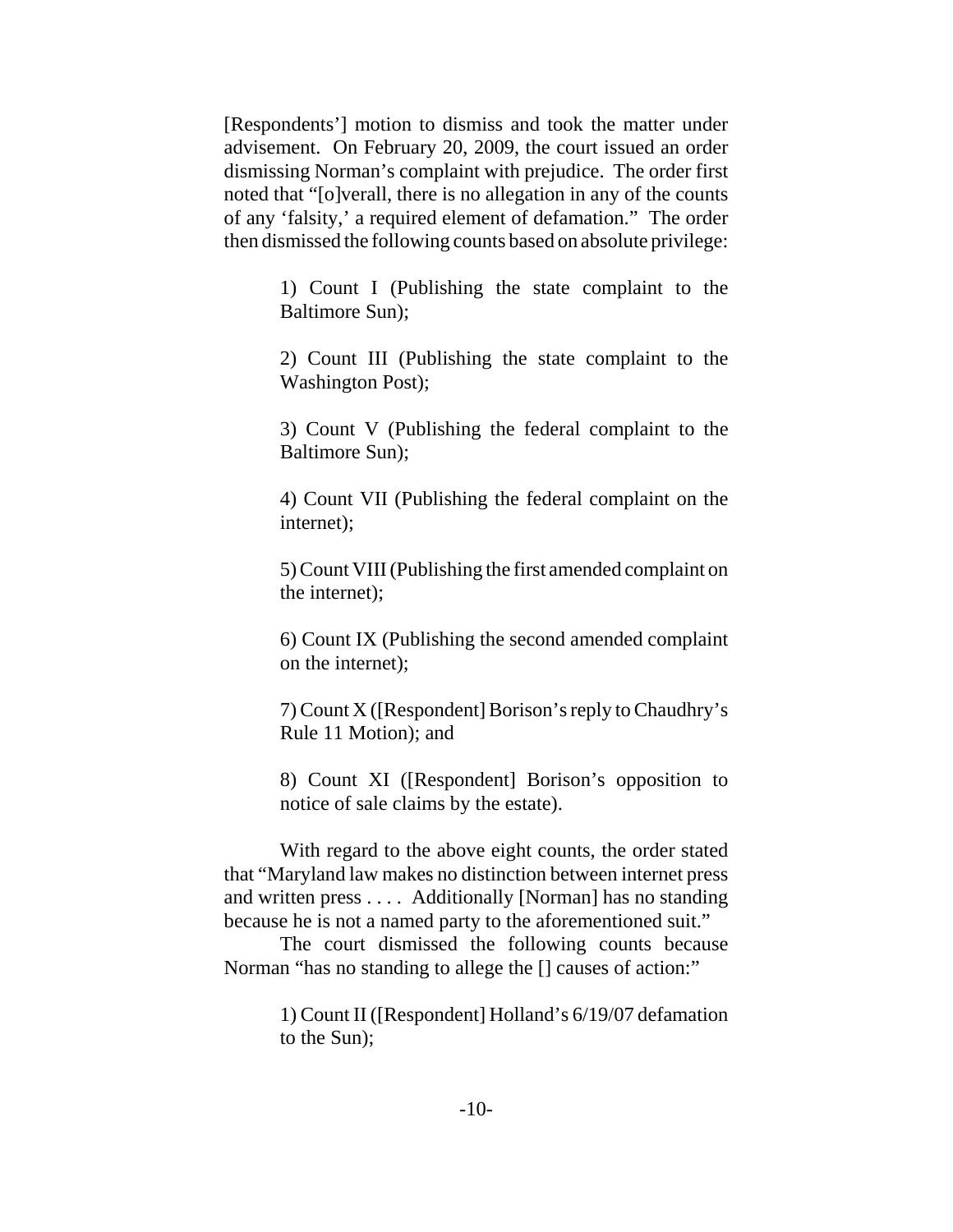[Respondents'] motion to dismiss and took the matter under advisement. On February 20, 2009, the court issued an order dismissing Norman's complaint with prejudice. The order first noted that "[o]verall, there is no allegation in any of the counts of any 'falsity,' a required element of defamation." The order then dismissed the following counts based on absolute privilege:

> 1) Count I (Publishing the state complaint to the Baltimore Sun);
>
> 2) Count III (Publishing the state complaint to the Washington Post);
>
> 3) Count V (Publishing the federal complaint to the Baltimore Sun);
>
> 4) Count VII (Publishing the federal complaint on the internet);
>
> 5) Count VIII (Publishing the first amended complaint on the internet);
>
> 6) Count IX (Publishing the second amended complaint on the internet);
>
> 7) Count X ([Respondent] Borison's reply to Chaudhry's Rule 11 Motion); and
>
> 8) Count XI ([Respondent] Borison's opposition to notice of sale claims by the estate).

With regard to the above eight counts, the order stated that "Maryland law makes no distinction between internet press and written press . . . . Additionally [Norman] has no standing because he is not a named party to the aforementioned suit."

The court dismissed the following counts because Norman "has no standing to allege the [] causes of action:"

> 1) Count II ([Respondent] Holland's 6/19/07 defamation to the Sun);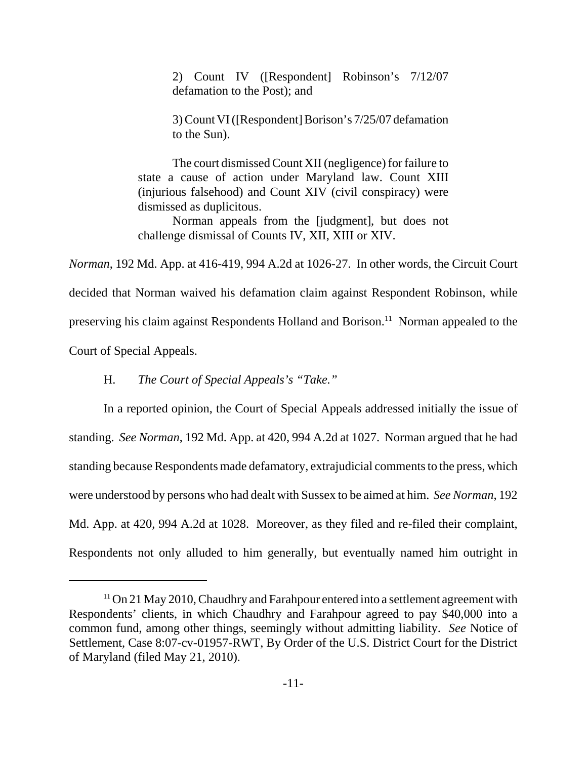> 2) Count IV ([Respondent] Robinson's 7/12/07 defamation to the Post); and
>
> 3) Count VI ([Respondent] Borison's 7/25/07 defamation to the Sun).
>
> The court dismissed Count XII (negligence) for failure to state a cause of action under Maryland law. Count XIII (injurious falsehood) and Count XIV (civil conspiracy) were dismissed as duplicitous.
>
> Norman appeals from the [judgment], but does not challenge dismissal of Counts IV, XII, XIII or XIV.

*Norman*, 192 Md. App. at 416-419, 994 A.2d at 1026-27. In other words, the Circuit Court decided that Norman waived his defamation claim against Respondent Robinson, while preserving his claim against Respondents Holland and Borison.[11] Norman appealed to the Court of Special Appeals.

H. *The Court of Special Appeals's "Take."*

In a reported opinion, the Court of Special Appeals addressed initially the issue of standing. *See Norman*, 192 Md. App. at 420, 994 A.2d at 1027. Norman argued that he had standing because Respondents made defamatory, extrajudicial comments to the press, which were understood by persons who had dealt with Sussex to be aimed at him. *See Norman*, 192 Md. App. at 420, 994 A.2d at 1028. Moreover, as they filed and re-filed their complaint, Respondents not only alluded to him generally, but eventually named him outright in

---

[11] On 21 May 2010, Chaudhry and Farahpour entered into a settlement agreement with Respondents' clients, in which Chaudhry and Farahpour agreed to pay $40,000 into a common fund, among other things, seemingly without admitting liability. *See* Notice of Settlement, Case 8:07-cv-01957-RWT, By Order of the U.S. District Court for the District of Maryland (filed May 21, 2010).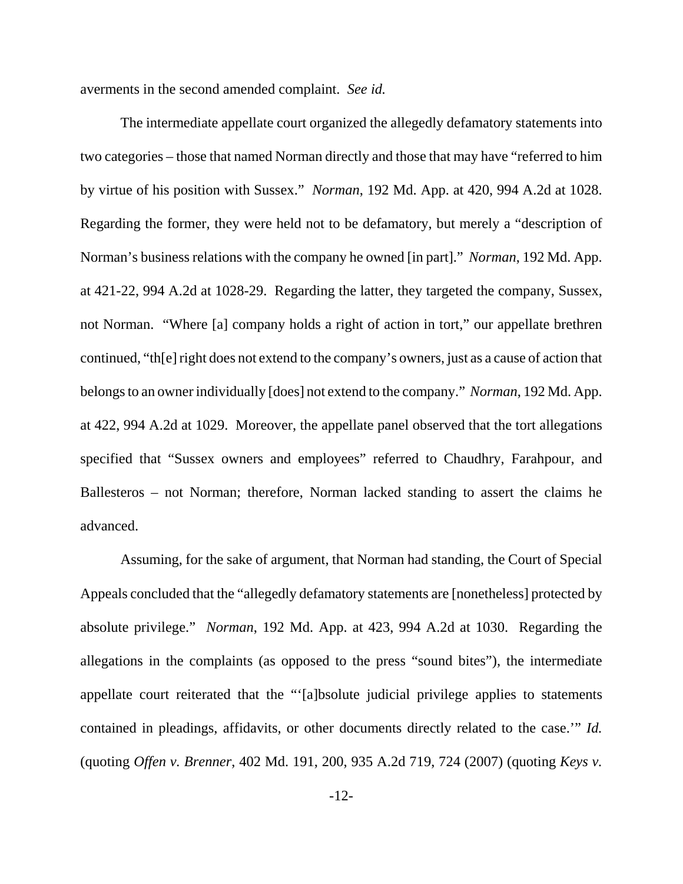averments in the second amended complaint. *See id.*

The intermediate appellate court organized the allegedly defamatory statements into two categories – those that named Norman directly and those that may have "referred to him by virtue of his position with Sussex." *Norman*, 192 Md. App. at 420, 994 A.2d at 1028. Regarding the former, they were held not to be defamatory, but merely a "description of Norman's business relations with the company he owned [in part]." *Norman*, 192 Md. App. at 421-22, 994 A.2d at 1028-29. Regarding the latter, they targeted the company, Sussex, not Norman. "Where [a] company holds a right of action in tort," our appellate brethren continued, "th[e] right does not extend to the company's owners, just as a cause of action that belongs to an owner individually [does] not extend to the company." *Norman*, 192 Md. App. at 422, 994 A.2d at 1029. Moreover, the appellate panel observed that the tort allegations specified that "Sussex owners and employees" referred to Chaudhry, Farahpour, and Ballesteros – not Norman; therefore, Norman lacked standing to assert the claims he advanced.

Assuming, for the sake of argument, that Norman had standing, the Court of Special Appeals concluded that the "allegedly defamatory statements are [nonetheless] protected by absolute privilege." *Norman*, 192 Md. App. at 423, 994 A.2d at 1030. Regarding the allegations in the complaints (as opposed to the press "sound bites"), the intermediate appellate court reiterated that the "'[a]bsolute judicial privilege applies to statements contained in pleadings, affidavits, or other documents directly related to the case.'" *Id.* (quoting *Offen v. Brenner*, 402 Md. 191, 200, 935 A.2d 719, 724 (2007) (quoting *Keys v.*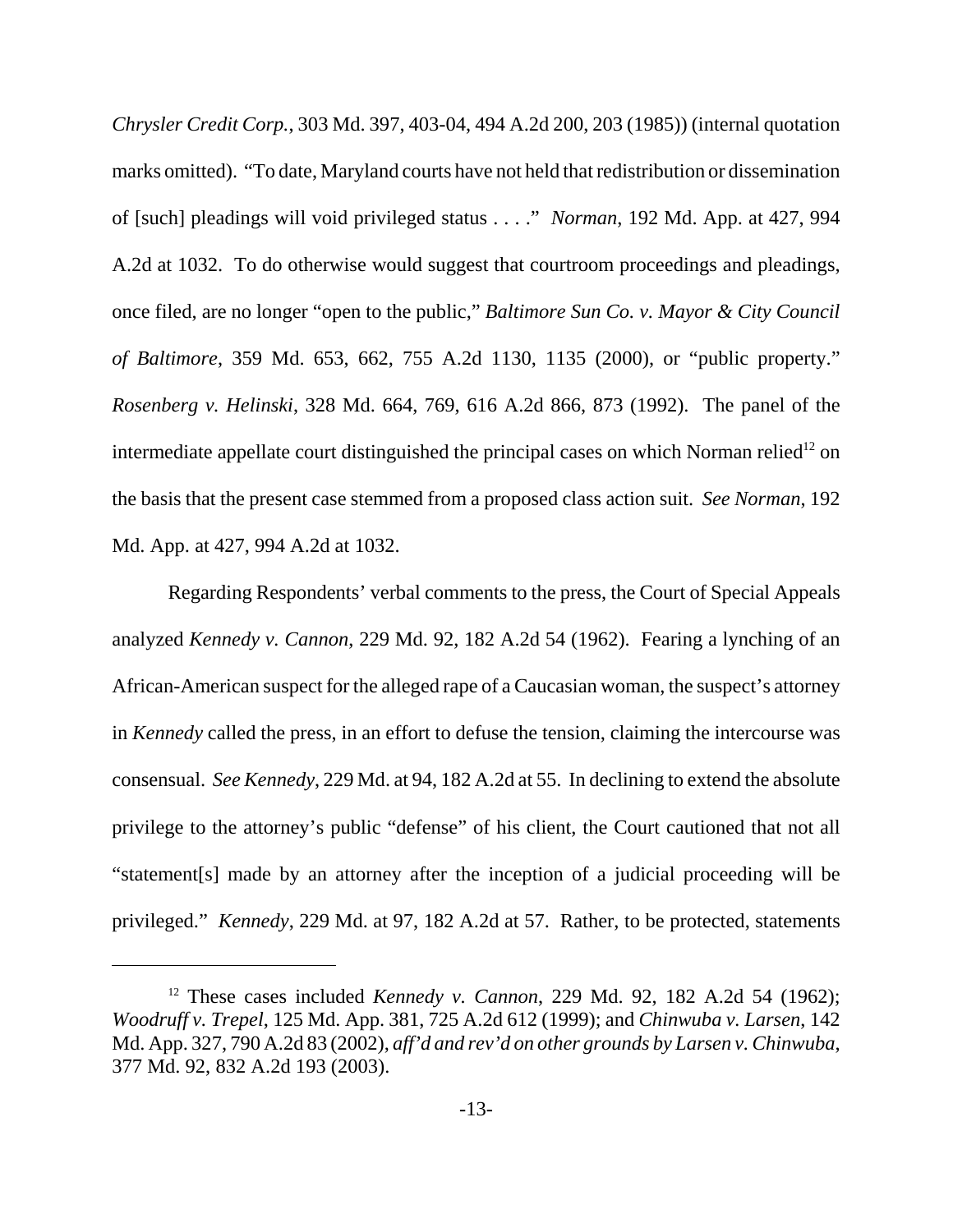*Chrysler Credit Corp.*, 303 Md. 397, 403-04, 494 A.2d 200, 203 (1985)) (internal quotation marks omitted). "To date, Maryland courts have not held that redistribution or dissemination of [such] pleadings will void privileged status . . . ." *Norman*, 192 Md. App. at 427, 994 A.2d at 1032. To do otherwise would suggest that courtroom proceedings and pleadings, once filed, are no longer "open to the public," *Baltimore Sun Co. v. Mayor & City Council of Baltimore*, 359 Md. 653, 662, 755 A.2d 1130, 1135 (2000), or "public property." *Rosenberg v. Helinski*, 328 Md. 664, 769, 616 A.2d 866, 873 (1992). The panel of the intermediate appellate court distinguished the principal cases on which Norman relied[12] on the basis that the present case stemmed from a proposed class action suit. *See Norman*, 192 Md. App. at 427, 994 A.2d at 1032.

Regarding Respondents' verbal comments to the press, the Court of Special Appeals analyzed *Kennedy v. Cannon*, 229 Md. 92, 182 A.2d 54 (1962). Fearing a lynching of an African-American suspect for the alleged rape of a Caucasian woman, the suspect's attorney in *Kennedy* called the press, in an effort to defuse the tension, claiming the intercourse was consensual. *See Kennedy*, 229 Md. at 94, 182 A.2d at 55. In declining to extend the absolute privilege to the attorney's public "defense" of his client, the Court cautioned that not all "statement[s] made by an attorney after the inception of a judicial proceeding will be privileged." *Kennedy*, 229 Md. at 97, 182 A.2d at 57. Rather, to be protected, statements

---

[12] These cases included *Kennedy v. Cannon*, 229 Md. 92, 182 A.2d 54 (1962); *Woodruff v. Trepel*, 125 Md. App. 381, 725 A.2d 612 (1999); and *Chinwuba v. Larsen*, 142 Md. App. 327, 790 A.2d 83 (2002), *aff'd and rev'd on other grounds by Larsen v. Chinwuba*, 377 Md. 92, 832 A.2d 193 (2003).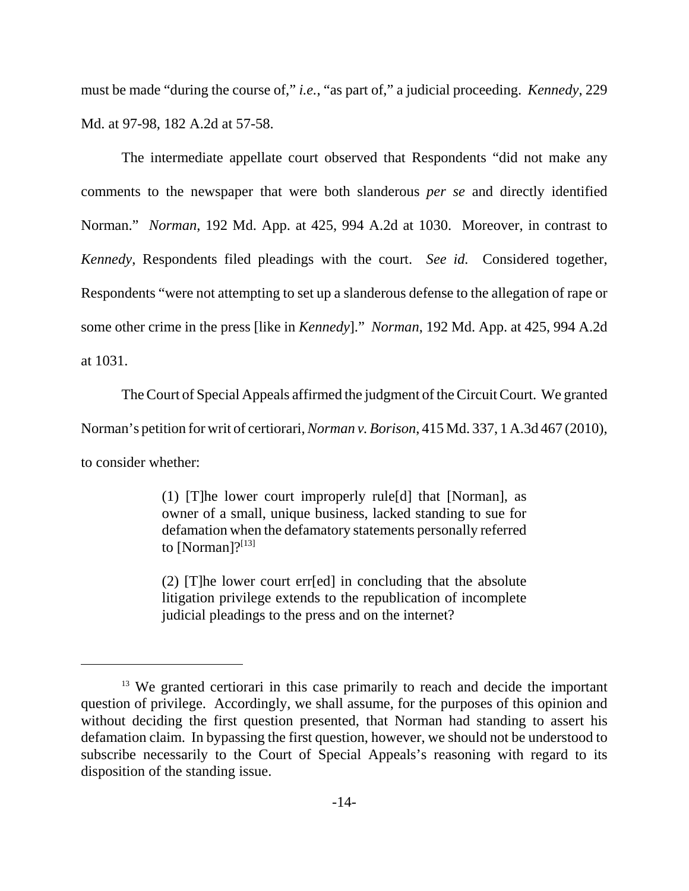must be made "during the course of," *i.e.*, "as part of," a judicial proceeding. *Kennedy*, 229 Md. at 97-98, 182 A.2d at 57-58.

The intermediate appellate court observed that Respondents "did not make any comments to the newspaper that were both slanderous *per se* and directly identified Norman." *Norman*, 192 Md. App. at 425, 994 A.2d at 1030. Moreover, in contrast to *Kennedy*, Respondents filed pleadings with the court. *See id.* Considered together, Respondents "were not attempting to set up a slanderous defense to the allegation of rape or some other crime in the press [like in *Kennedy*]." *Norman*, 192 Md. App. at 425, 994 A.2d at 1031.

The Court of Special Appeals affirmed the judgment of the Circuit Court. We granted Norman's petition for writ of certiorari, *Norman v. Borison*, 415 Md. 337, 1 A.3d 467 (2010), to consider whether:

> (1) [T]he lower court improperly rule[d] that [Norman], as owner of a small, unique business, lacked standing to sue for defamation when the defamatory statements personally referred to [Norman]?[13]
>
> (2) [T]he lower court err[ed] in concluding that the absolute litigation privilege extends to the republication of incomplete judicial pleadings to the press and on the internet?

---

[13] We granted certiorari in this case primarily to reach and decide the important question of privilege. Accordingly, we shall assume, for the purposes of this opinion and without deciding the first question presented, that Norman had standing to assert his defamation claim. In bypassing the first question, however, we should not be understood to subscribe necessarily to the Court of Special Appeals's reasoning with regard to its disposition of the standing issue.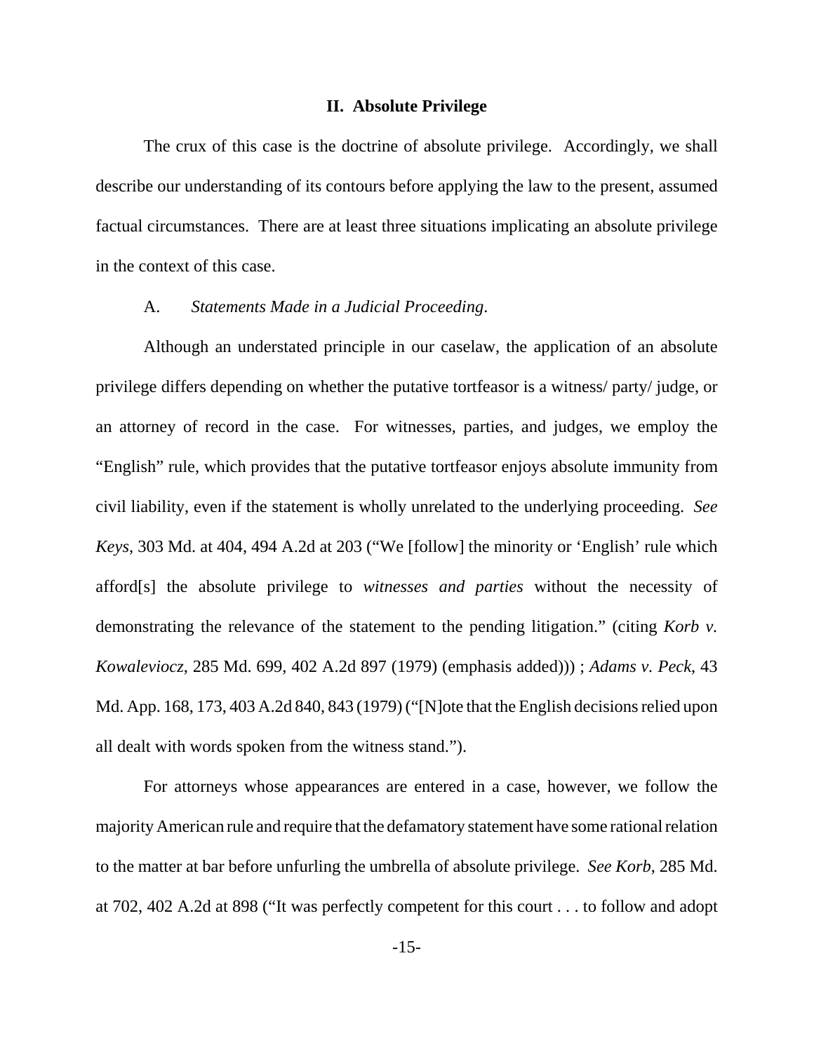## II. Absolute Privilege

The crux of this case is the doctrine of absolute privilege. Accordingly, we shall describe our understanding of its contours before applying the law to the present, assumed factual circumstances. There are at least three situations implicating an absolute privilege in the context of this case.

### A. *Statements Made in a Judicial Proceeding.*

Although an understated principle in our caselaw, the application of an absolute privilege differs depending on whether the putative tortfeasor is a witness/ party/ judge, or an attorney of record in the case. For witnesses, parties, and judges, we employ the "English" rule, which provides that the putative tortfeasor enjoys absolute immunity from civil liability, even if the statement is wholly unrelated to the underlying proceeding. *See Keys*, 303 Md. at 404, 494 A.2d at 203 ("We [follow] the minority or 'English' rule which afford[s] the absolute privilege to *witnesses and parties* without the necessity of demonstrating the relevance of the statement to the pending litigation." (citing *Korb v. Kowaleviocz*, 285 Md. 699, 402 A.2d 897 (1979) (emphasis added))) ; *Adams v. Peck*, 43 Md. App. 168, 173, 403 A.2d 840, 843 (1979) ("[N]ote that the English decisions relied upon all dealt with words spoken from the witness stand.").

For attorneys whose appearances are entered in a case, however, we follow the majority American rule and require that the defamatory statement have some rational relation to the matter at bar before unfurling the umbrella of absolute privilege. *See Korb*, 285 Md. at 702, 402 A.2d at 898 ("It was perfectly competent for this court . . . to follow and adopt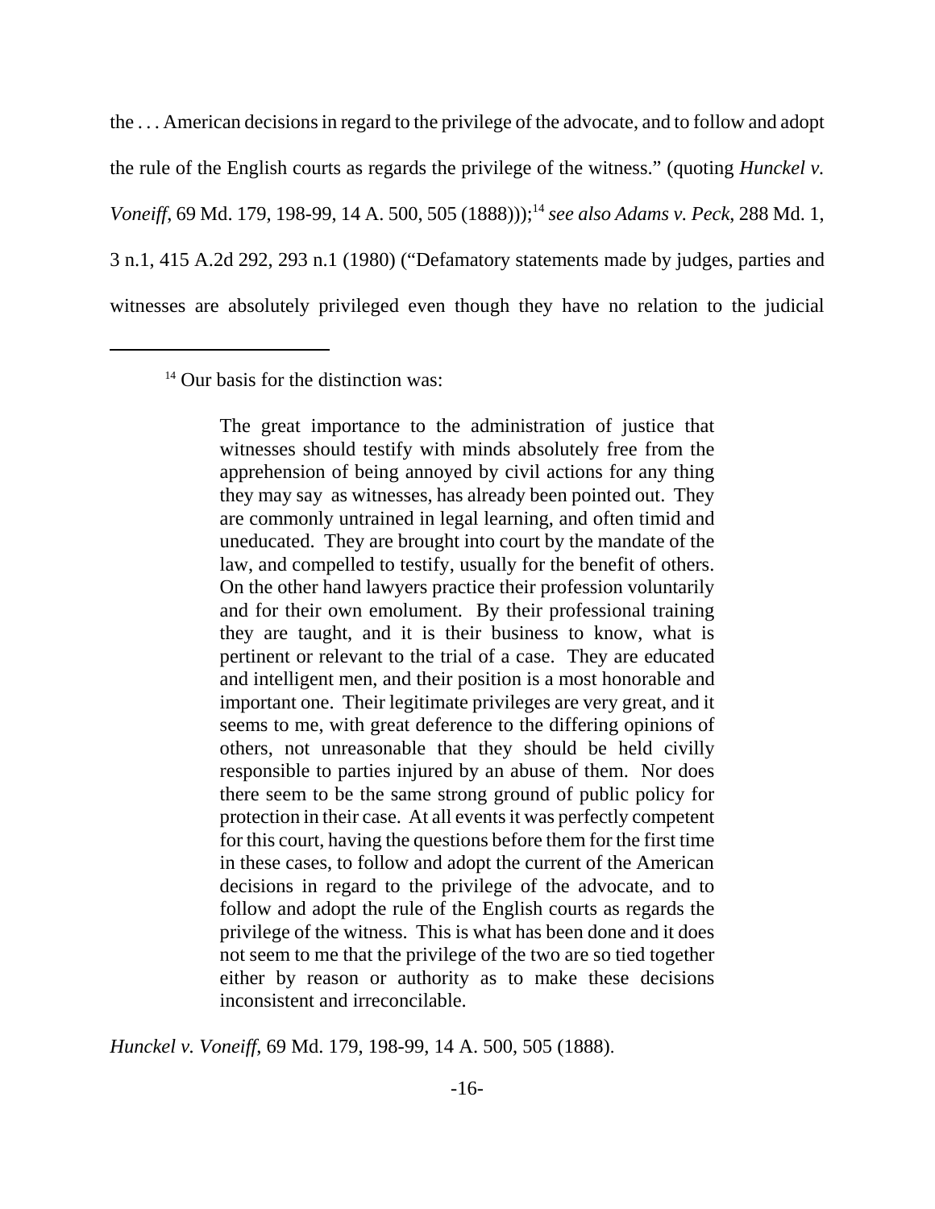the . . . American decisions in regard to the privilege of the advocate, and to follow and adopt the rule of the English courts as regards the privilege of the witness." (quoting *Hunckel v. Voneiff*, 69 Md. 179, 198-99, 14 A. 500, 505 (1888)));[14] *see also Adams v. Peck*, 288 Md. 1, 3 n.1, 415 A.2d 292, 293 n.1 (1980) ("Defamatory statements made by judges, parties and witnesses are absolutely privileged even though they have no relation to the judicial

---

[14] Our basis for the distinction was:

> The great importance to the administration of justice that witnesses should testify with minds absolutely free from the apprehension of being annoyed by civil actions for any thing they may say as witnesses, has already been pointed out. They are commonly untrained in legal learning, and often timid and uneducated. They are brought into court by the mandate of the law, and compelled to testify, usually for the benefit of others. On the other hand lawyers practice their profession voluntarily and for their own emolument. By their professional training they are taught, and it is their business to know, what is pertinent or relevant to the trial of a case. They are educated and intelligent men, and their position is a most honorable and important one. Their legitimate privileges are very great, and it seems to me, with great deference to the differing opinions of others, not unreasonable that they should be held civilly responsible to parties injured by an abuse of them. Nor does there seem to be the same strong ground of public policy for protection in their case. At all events it was perfectly competent for this court, having the questions before them for the first time in these cases, to follow and adopt the current of the American decisions in regard to the privilege of the advocate, and to follow and adopt the rule of the English courts as regards the privilege of the witness. This is what has been done and it does not seem to me that the privilege of the two are so tied together either by reason or authority as to make these decisions inconsistent and irreconcilable.

*Hunckel v. Voneiff*, 69 Md. 179, 198-99, 14 A. 500, 505 (1888).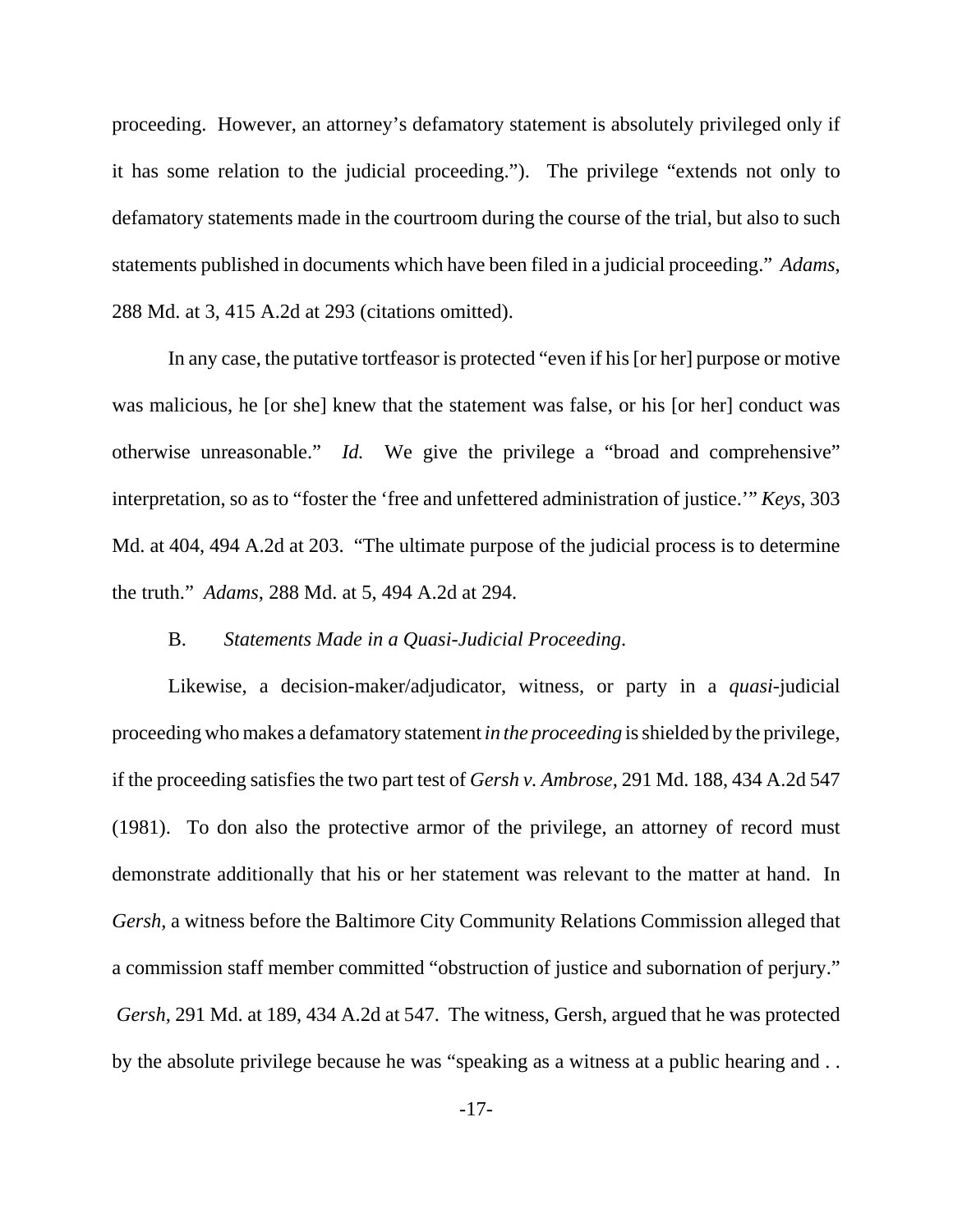proceeding. However, an attorney's defamatory statement is absolutely privileged only if it has some relation to the judicial proceeding."). The privilege "extends not only to defamatory statements made in the courtroom during the course of the trial, but also to such statements published in documents which have been filed in a judicial proceeding." *Adams*, 288 Md. at 3, 415 A.2d at 293 (citations omitted).

In any case, the putative tortfeasor is protected "even if his [or her] purpose or motive was malicious, he [or she] knew that the statement was false, or his [or her] conduct was otherwise unreasonable." *Id.* We give the privilege a "broad and comprehensive" interpretation, so as to "foster the 'free and unfettered administration of justice.'" *Keys*, 303 Md. at 404, 494 A.2d at 203. "The ultimate purpose of the judicial process is to determine the truth." *Adams*, 288 Md. at 5, 494 A.2d at 294.

B. *Statements Made in a Quasi-Judicial Proceeding*.

Likewise, a decision-maker/adjudicator, witness, or party in a *quasi*-judicial proceeding who makes a defamatory statement *in the proceeding* is shielded by the privilege, if the proceeding satisfies the two part test of *Gersh v. Ambrose*, 291 Md. 188, 434 A.2d 547 (1981). To don also the protective armor of the privilege, an attorney of record must demonstrate additionally that his or her statement was relevant to the matter at hand. In *Gersh*, a witness before the Baltimore City Community Relations Commission alleged that a commission staff member committed "obstruction of justice and subornation of perjury." *Gersh*, 291 Md. at 189, 434 A.2d at 547. The witness, Gersh, argued that he was protected by the absolute privilege because he was "speaking as a witness at a public hearing and . .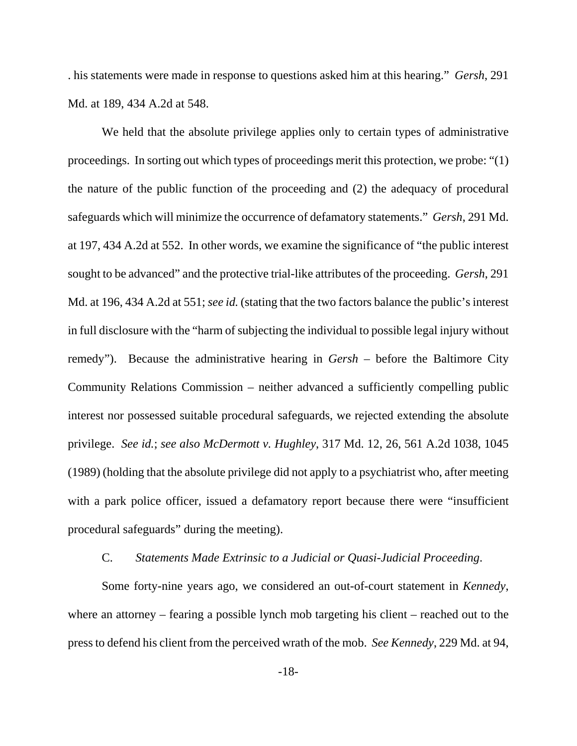. his statements were made in response to questions asked him at this hearing." *Gersh*, 291 Md. at 189, 434 A.2d at 548.

We held that the absolute privilege applies only to certain types of administrative proceedings. In sorting out which types of proceedings merit this protection, we probe: "(1) the nature of the public function of the proceeding and (2) the adequacy of procedural safeguards which will minimize the occurrence of defamatory statements." *Gersh*, 291 Md. at 197, 434 A.2d at 552. In other words, we examine the significance of "the public interest sought to be advanced" and the protective trial-like attributes of the proceeding. *Gersh*, 291 Md. at 196, 434 A.2d at 551; *see id.* (stating that the two factors balance the public's interest in full disclosure with the "harm of subjecting the individual to possible legal injury without remedy"). Because the administrative hearing in *Gersh* – before the Baltimore City Community Relations Commission – neither advanced a sufficiently compelling public interest nor possessed suitable procedural safeguards, we rejected extending the absolute privilege. *See id.*; *see also McDermott v. Hughley*, 317 Md. 12, 26, 561 A.2d 1038, 1045 (1989) (holding that the absolute privilege did not apply to a psychiatrist who, after meeting with a park police officer, issued a defamatory report because there were "insufficient procedural safeguards" during the meeting).

C. *Statements Made Extrinsic to a Judicial or Quasi-Judicial Proceeding.*

Some forty-nine years ago, we considered an out-of-court statement in *Kennedy*, where an attorney – fearing a possible lynch mob targeting his client – reached out to the press to defend his client from the perceived wrath of the mob. *See Kennedy*, 229 Md. at 94,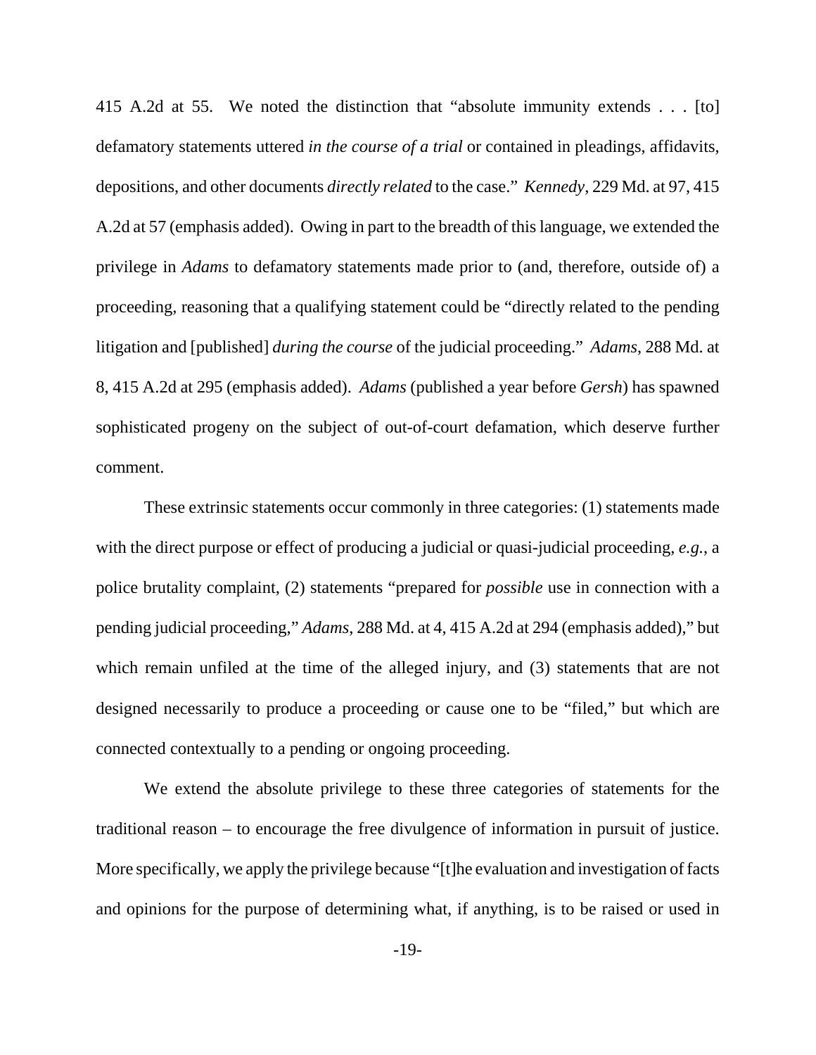415 A.2d at 55. We noted the distinction that "absolute immunity extends . . . [to] defamatory statements uttered *in the course of a trial* or contained in pleadings, affidavits, depositions, and other documents *directly related* to the case." *Kennedy*, 229 Md. at 97, 415 A.2d at 57 (emphasis added). Owing in part to the breadth of this language, we extended the privilege in *Adams* to defamatory statements made prior to (and, therefore, outside of) a proceeding, reasoning that a qualifying statement could be "directly related to the pending litigation and [published] *during the course* of the judicial proceeding." *Adams*, 288 Md. at 8, 415 A.2d at 295 (emphasis added). *Adams* (published a year before *Gersh*) has spawned sophisticated progeny on the subject of out-of-court defamation, which deserve further comment.

These extrinsic statements occur commonly in three categories: (1) statements made with the direct purpose or effect of producing a judicial or quasi-judicial proceeding, *e.g.*, a police brutality complaint, (2) statements "prepared for *possible* use in connection with a pending judicial proceeding," *Adams*, 288 Md. at 4, 415 A.2d at 294 (emphasis added)," but which remain unfiled at the time of the alleged injury, and (3) statements that are not designed necessarily to produce a proceeding or cause one to be "filed," but which are connected contextually to a pending or ongoing proceeding.

We extend the absolute privilege to these three categories of statements for the traditional reason – to encourage the free divulgence of information in pursuit of justice. More specifically, we apply the privilege because "[t]he evaluation and investigation of facts and opinions for the purpose of determining what, if anything, is to be raised or used in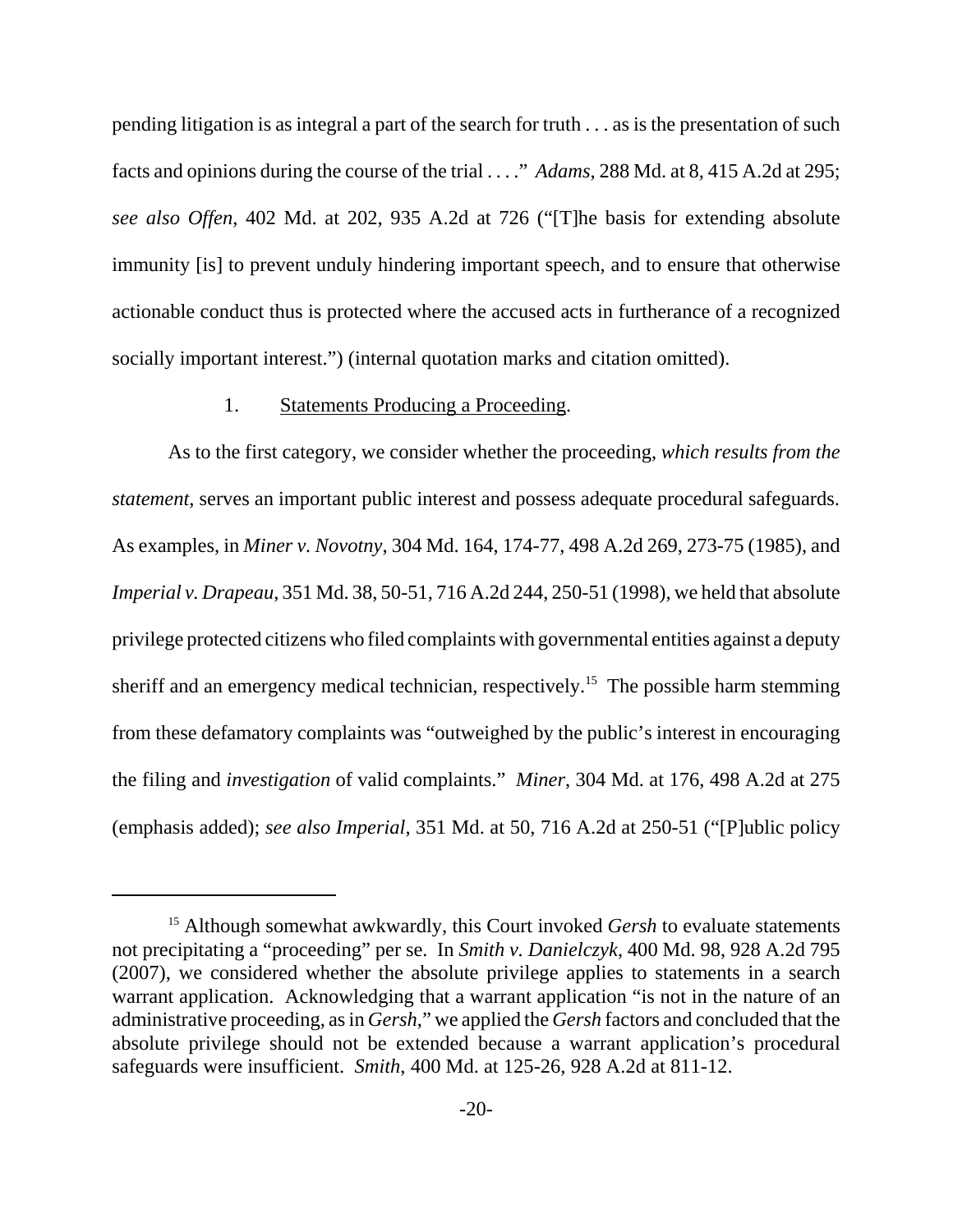pending litigation is as integral a part of the search for truth . . . as is the presentation of such facts and opinions during the course of the trial . . . ." *Adams*, 288 Md. at 8, 415 A.2d at 295; *see also Offen*, 402 Md. at 202, 935 A.2d at 726 ("[T]he basis for extending absolute immunity [is] to prevent unduly hindering important speech, and to ensure that otherwise actionable conduct thus is protected where the accused acts in furtherance of a recognized socially important interest.") (internal quotation marks and citation omitted).

1. Statements Producing a Proceeding.

As to the first category, we consider whether the proceeding, *which results from the statement*, serves an important public interest and possess adequate procedural safeguards. As examples, in *Miner v. Novotny*, 304 Md. 164, 174-77, 498 A.2d 269, 273-75 (1985), and *Imperial v. Drapeau*, 351 Md. 38, 50-51, 716 A.2d 244, 250-51 (1998), we held that absolute privilege protected citizens who filed complaints with governmental entities against a deputy sheriff and an emergency medical technician, respectively.[15] The possible harm stemming from these defamatory complaints was "outweighed by the public's interest in encouraging the filing and *investigation* of valid complaints." *Miner*, 304 Md. at 176, 498 A.2d at 275 (emphasis added); *see also Imperial*, 351 Md. at 50, 716 A.2d at 250-51 ("[P]ublic policy

[15] Although somewhat awkwardly, this Court invoked *Gersh* to evaluate statements not precipitating a "proceeding" per se. In *Smith v. Danielczyk*, 400 Md. 98, 928 A.2d 795 (2007), we considered whether the absolute privilege applies to statements in a search warrant application. Acknowledging that a warrant application "is not in the nature of an administrative proceeding, as in *Gersh*," we applied the *Gersh* factors and concluded that the absolute privilege should not be extended because a warrant application's procedural safeguards were insufficient. *Smith*, 400 Md. at 125-26, 928 A.2d at 811-12.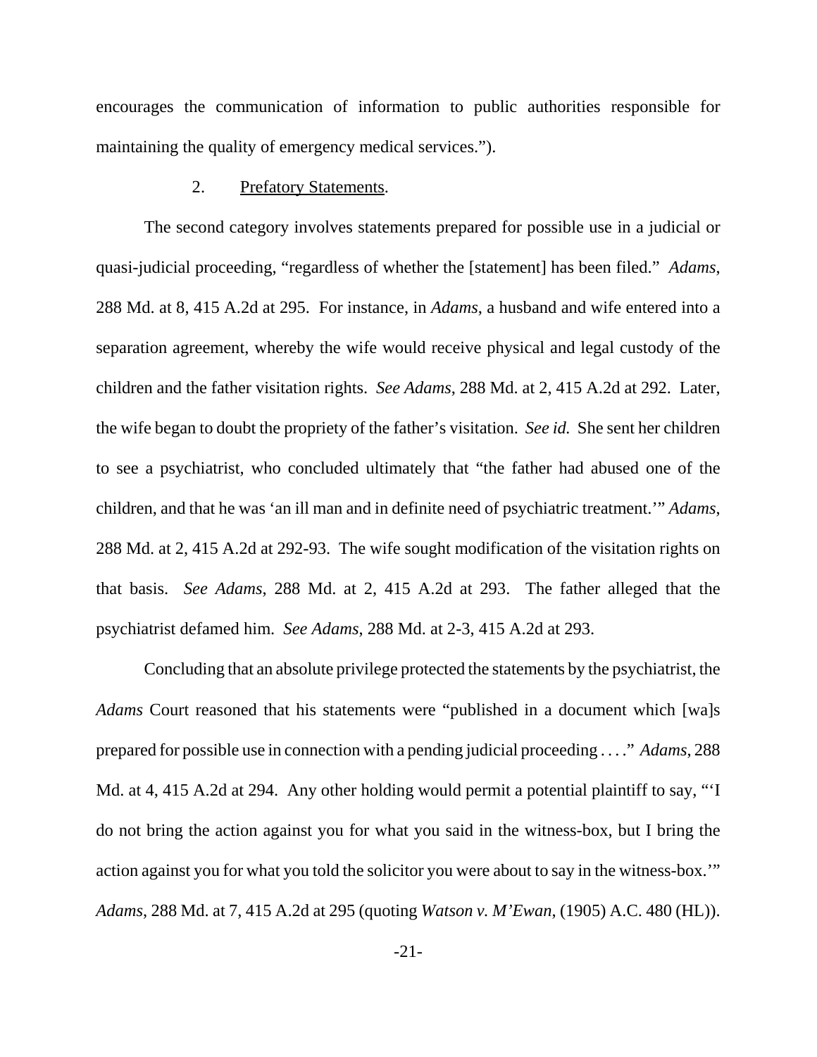encourages the communication of information to public authorities responsible for maintaining the quality of emergency medical services.").

2. <u>Prefatory Statements</u>.

The second category involves statements prepared for possible use in a judicial or quasi-judicial proceeding, "regardless of whether the [statement] has been filed." *Adams*, 288 Md. at 8, 415 A.2d at 295. For instance, in *Adams*, a husband and wife entered into a separation agreement, whereby the wife would receive physical and legal custody of the children and the father visitation rights. *See Adams*, 288 Md. at 2, 415 A.2d at 292. Later, the wife began to doubt the propriety of the father's visitation. *See id.* She sent her children to see a psychiatrist, who concluded ultimately that "the father had abused one of the children, and that he was 'an ill man and in definite need of psychiatric treatment.'" *Adams*, 288 Md. at 2, 415 A.2d at 292-93. The wife sought modification of the visitation rights on that basis. *See Adams*, 288 Md. at 2, 415 A.2d at 293. The father alleged that the psychiatrist defamed him. *See Adams*, 288 Md. at 2-3, 415 A.2d at 293.

Concluding that an absolute privilege protected the statements by the psychiatrist, the *Adams* Court reasoned that his statements were "published in a document which [wa]s prepared for possible use in connection with a pending judicial proceeding . . . ." *Adams*, 288 Md. at 4, 415 A.2d at 294. Any other holding would permit a potential plaintiff to say, "'I do not bring the action against you for what you said in the witness-box, but I bring the action against you for what you told the solicitor you were about to say in the witness-box.'" *Adams*, 288 Md. at 7, 415 A.2d at 295 (quoting *Watson v. M'Ewan*, (1905) A.C. 480 (HL)).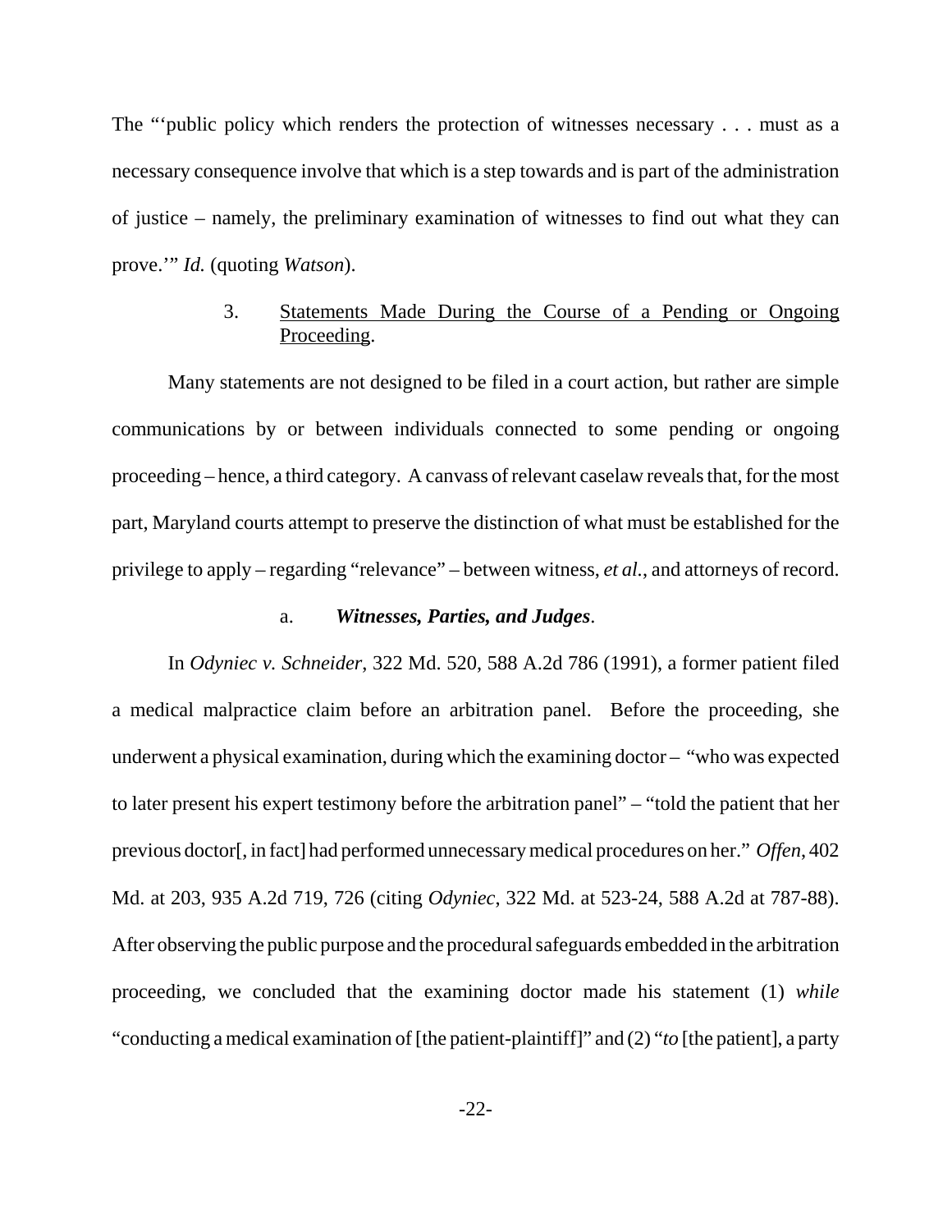The "'public policy which renders the protection of witnesses necessary . . . must as a necessary consequence involve that which is a step towards and is part of the administration of justice – namely, the preliminary examination of witnesses to find out what they can prove.'" *Id.* (quoting *Watson*).

3. Statements Made During the Course of a Pending or Ongoing Proceeding.

Many statements are not designed to be filed in a court action, but rather are simple communications by or between individuals connected to some pending or ongoing proceeding – hence, a third category. A canvass of relevant caselaw reveals that, for the most part, Maryland courts attempt to preserve the distinction of what must be established for the privilege to apply – regarding "relevance" – between witness, *et al.*, and attorneys of record.

a. ***Witnesses, Parties, and Judges***.

In *Odyniec v. Schneider*, 322 Md. 520, 588 A.2d 786 (1991), a former patient filed a medical malpractice claim before an arbitration panel. Before the proceeding, she underwent a physical examination, during which the examining doctor – "who was expected to later present his expert testimony before the arbitration panel" – "told the patient that her previous doctor[, in fact] had performed unnecessary medical procedures on her." *Offen*, 402 Md. at 203, 935 A.2d 719, 726 (citing *Odyniec*, 322 Md. at 523-24, 588 A.2d at 787-88). After observing the public purpose and the procedural safeguards embedded in the arbitration proceeding, we concluded that the examining doctor made his statement (1) *while* "conducting a medical examination of [the patient-plaintiff]" and (2) "*to* [the patient], a party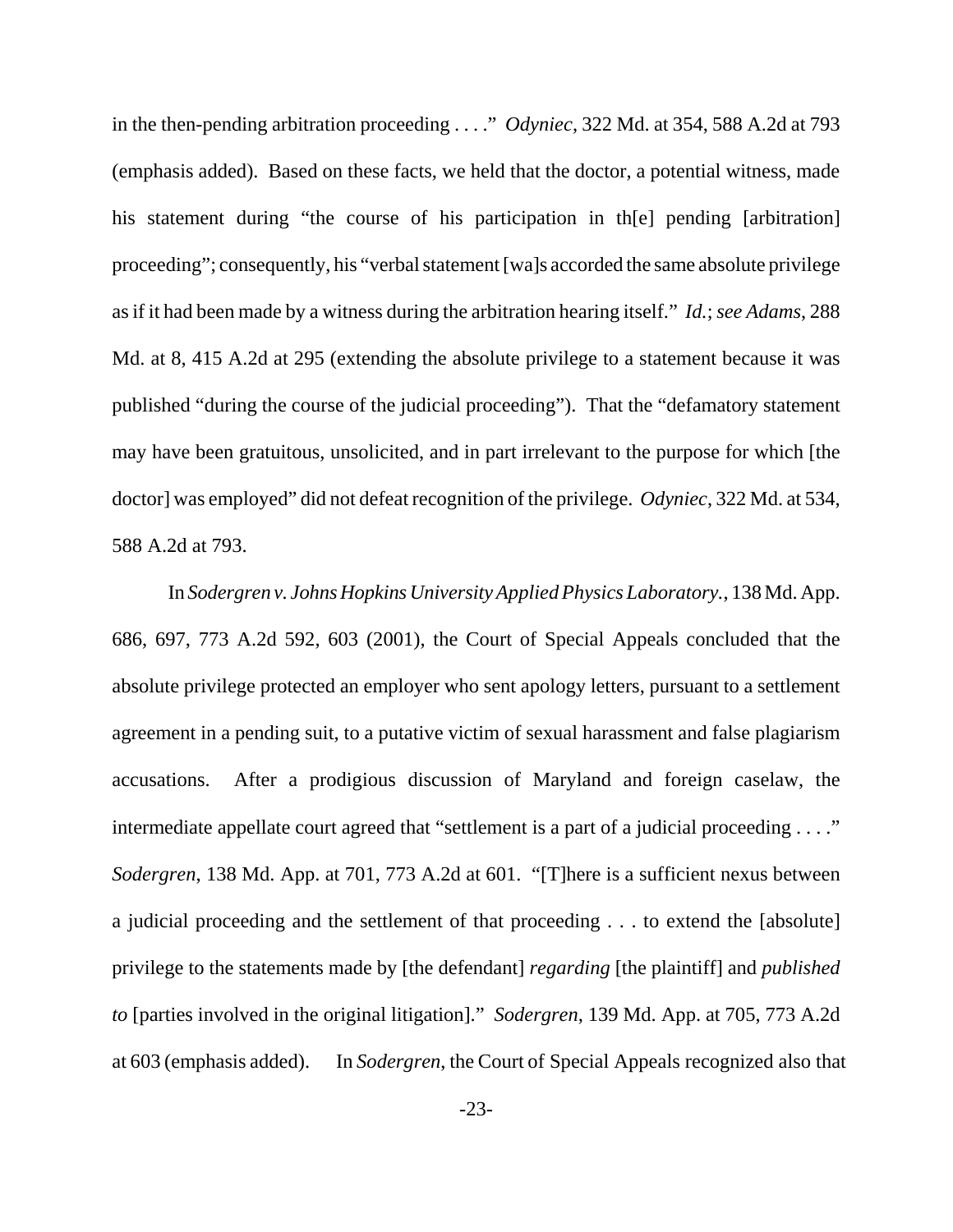in the then-pending arbitration proceeding . . . ." *Odyniec*, 322 Md. at 354, 588 A.2d at 793 (emphasis added). Based on these facts, we held that the doctor, a potential witness, made his statement during "the course of his participation in th[e] pending [arbitration] proceeding"; consequently, his "verbal statement [wa]s accorded the same absolute privilege as if it had been made by a witness during the arbitration hearing itself." *Id.*; *see Adams*, 288 Md. at 8, 415 A.2d at 295 (extending the absolute privilege to a statement because it was published "during the course of the judicial proceeding"). That the "defamatory statement may have been gratuitous, unsolicited, and in part irrelevant to the purpose for which [the doctor] was employed" did not defeat recognition of the privilege. *Odyniec*, 322 Md. at 534, 588 A.2d at 793.

In *Sodergren v. Johns Hopkins University Applied Physics Laboratory.*, 138 Md. App. 686, 697, 773 A.2d 592, 603 (2001), the Court of Special Appeals concluded that the absolute privilege protected an employer who sent apology letters, pursuant to a settlement agreement in a pending suit, to a putative victim of sexual harassment and false plagiarism accusations. After a prodigious discussion of Maryland and foreign caselaw, the intermediate appellate court agreed that "settlement is a part of a judicial proceeding . . . ." *Sodergren*, 138 Md. App. at 701, 773 A.2d at 601. "[T]here is a sufficient nexus between a judicial proceeding and the settlement of that proceeding . . . to extend the [absolute] privilege to the statements made by [the defendant] *regarding* [the plaintiff] and *published to* [parties involved in the original litigation]." *Sodergren*, 139 Md. App. at 705, 773 A.2d at 603 (emphasis added). In *Sodergren*, the Court of Special Appeals recognized also that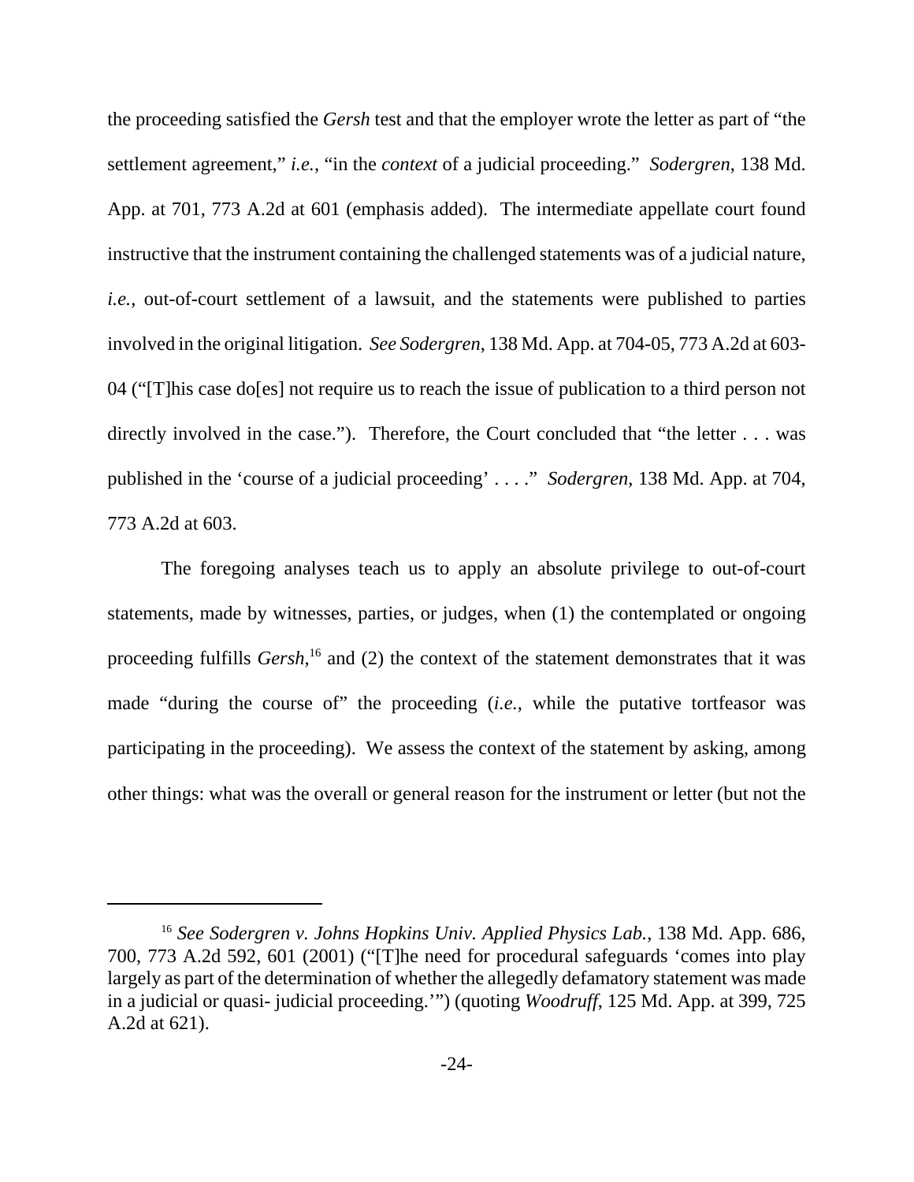the proceeding satisfied the *Gersh* test and that the employer wrote the letter as part of "the settlement agreement," *i.e.*, "in the *context* of a judicial proceeding." *Sodergren*, 138 Md. App. at 701, 773 A.2d at 601 (emphasis added). The intermediate appellate court found instructive that the instrument containing the challenged statements was of a judicial nature, *i.e.*, out-of-court settlement of a lawsuit, and the statements were published to parties involved in the original litigation. *See Sodergren*, 138 Md. App. at 704-05, 773 A.2d at 603-04 ("[T]his case do[es] not require us to reach the issue of publication to a third person not directly involved in the case."). Therefore, the Court concluded that "the letter . . . was published in the 'course of a judicial proceeding' . . . ." *Sodergren*, 138 Md. App. at 704, 773 A.2d at 603.

The foregoing analyses teach us to apply an absolute privilege to out-of-court statements, made by witnesses, parties, or judges, when (1) the contemplated or ongoing proceeding fulfills *Gersh*,[16] and (2) the context of the statement demonstrates that it was made "during the course of" the proceeding (*i.e.*, while the putative tortfeasor was participating in the proceeding). We assess the context of the statement by asking, among other things: what was the overall or general reason for the instrument or letter (but not the

[16] *See Sodergren v. Johns Hopkins Univ. Applied Physics Lab.*, 138 Md. App. 686, 700, 773 A.2d 592, 601 (2001) ("[T]he need for procedural safeguards 'comes into play largely as part of the determination of whether the allegedly defamatory statement was made in a judicial or quasi- judicial proceeding.'") (quoting *Woodruff*, 125 Md. App. at 399, 725 A.2d at 621).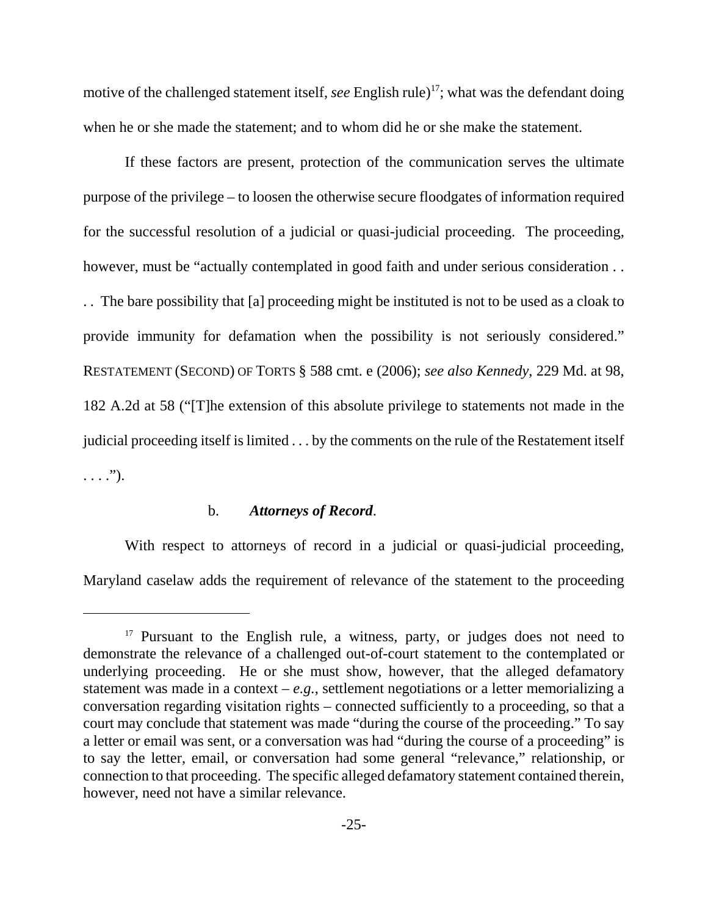motive of the challenged statement itself, *see* English rule)[17]; what was the defendant doing when he or she made the statement; and to whom did he or she make the statement.

If these factors are present, protection of the communication serves the ultimate purpose of the privilege – to loosen the otherwise secure floodgates of information required for the successful resolution of a judicial or quasi-judicial proceeding. The proceeding, however, must be "actually contemplated in good faith and under serious consideration . . . . The bare possibility that [a] proceeding might be instituted is not to be used as a cloak to provide immunity for defamation when the possibility is not seriously considered." RESTATEMENT (SECOND) OF TORTS § 588 cmt. e (2006); *see also Kennedy*, 229 Md. at 98, 182 A.2d at 58 ("[T]he extension of this absolute privilege to statements not made in the judicial proceeding itself is limited . . . by the comments on the rule of the Restatement itself . . . .").

b. ***Attorneys of Record***.

With respect to attorneys of record in a judicial or quasi-judicial proceeding, Maryland caselaw adds the requirement of relevance of the statement to the proceeding

---

[17] Pursuant to the English rule, a witness, party, or judges does not need to demonstrate the relevance of a challenged out-of-court statement to the contemplated or underlying proceeding. He or she must show, however, that the alleged defamatory statement was made in a context – *e.g.*, settlement negotiations or a letter memorializing a conversation regarding visitation rights – connected sufficiently to a proceeding, so that a court may conclude that statement was made "during the course of the proceeding." To say a letter or email was sent, or a conversation was had "during the course of a proceeding" is to say the letter, email, or conversation had some general "relevance," relationship, or connection to that proceeding. The specific alleged defamatory statement contained therein, however, need not have a similar relevance.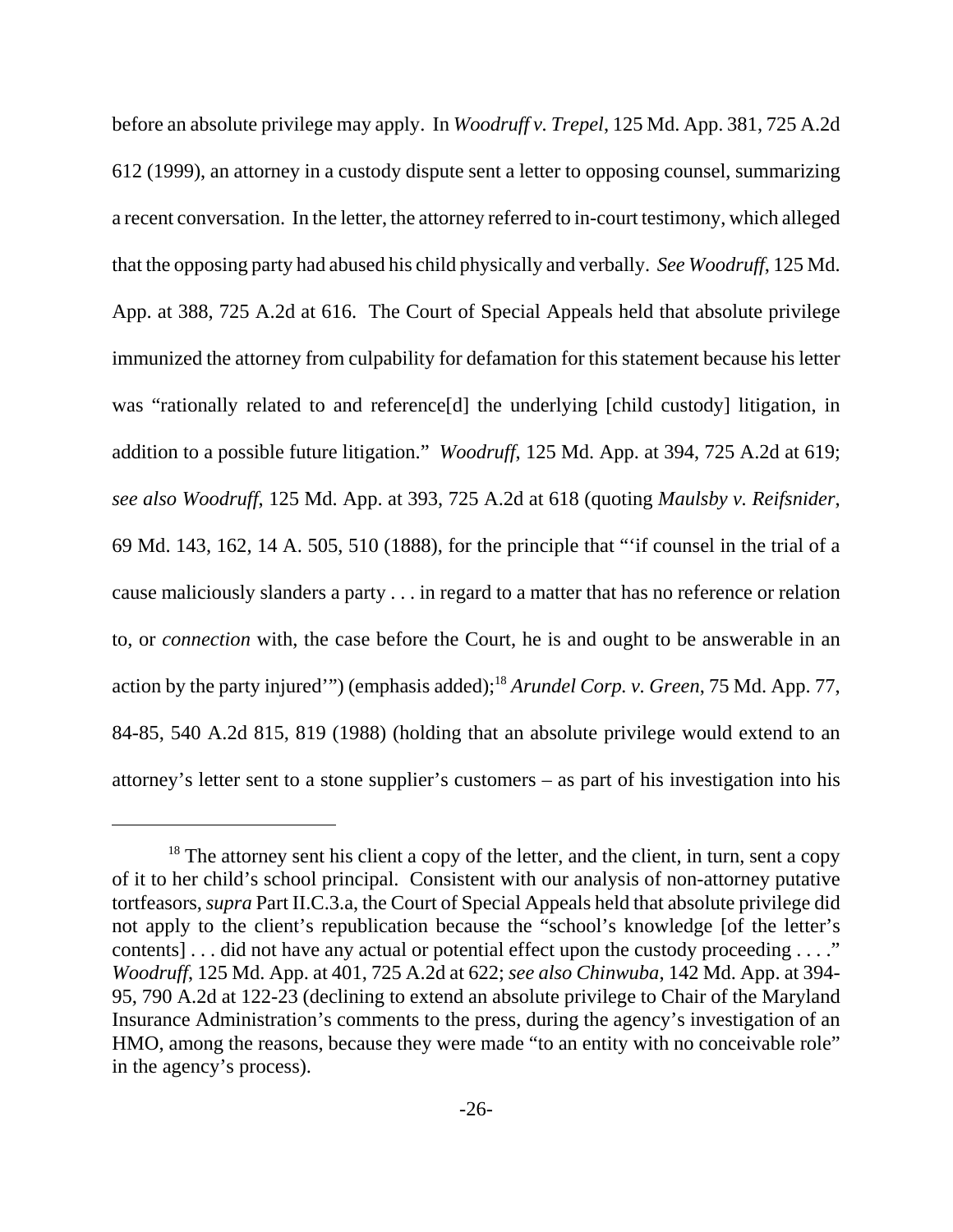before an absolute privilege may apply. In *Woodruff v. Trepel*, 125 Md. App. 381, 725 A.2d 612 (1999), an attorney in a custody dispute sent a letter to opposing counsel, summarizing a recent conversation. In the letter, the attorney referred to in-court testimony, which alleged that the opposing party had abused his child physically and verbally. *See Woodruff*, 125 Md. App. at 388, 725 A.2d at 616. The Court of Special Appeals held that absolute privilege immunized the attorney from culpability for defamation for this statement because his letter was "rationally related to and reference[d] the underlying [child custody] litigation, in addition to a possible future litigation." *Woodruff*, 125 Md. App. at 394, 725 A.2d at 619; *see also Woodruff*, 125 Md. App. at 393, 725 A.2d at 618 (quoting *Maulsby v. Reifsnider*, 69 Md. 143, 162, 14 A. 505, 510 (1888), for the principle that "'if counsel in the trial of a cause maliciously slanders a party . . . in regard to a matter that has no reference or relation to, or *connection* with, the case before the Court, he is and ought to be answerable in an action by the party injured'") (emphasis added);[18] *Arundel Corp. v. Green*, 75 Md. App. 77, 84-85, 540 A.2d 815, 819 (1988) (holding that an absolute privilege would extend to an attorney's letter sent to a stone supplier's customers – as part of his investigation into his

---

[18] The attorney sent his client a copy of the letter, and the client, in turn, sent a copy of it to her child's school principal. Consistent with our analysis of non-attorney putative tortfeasors, *supra* Part II.C.3.a, the Court of Special Appeals held that absolute privilege did not apply to the client's republication because the "school's knowledge [of the letter's contents] . . . did not have any actual or potential effect upon the custody proceeding . . . ." *Woodruff*, 125 Md. App. at 401, 725 A.2d at 622; *see also Chinwuba*, 142 Md. App. at 394-95, 790 A.2d at 122-23 (declining to extend an absolute privilege to Chair of the Maryland Insurance Administration's comments to the press, during the agency's investigation of an HMO, among the reasons, because they were made "to an entity with no conceivable role" in the agency's process).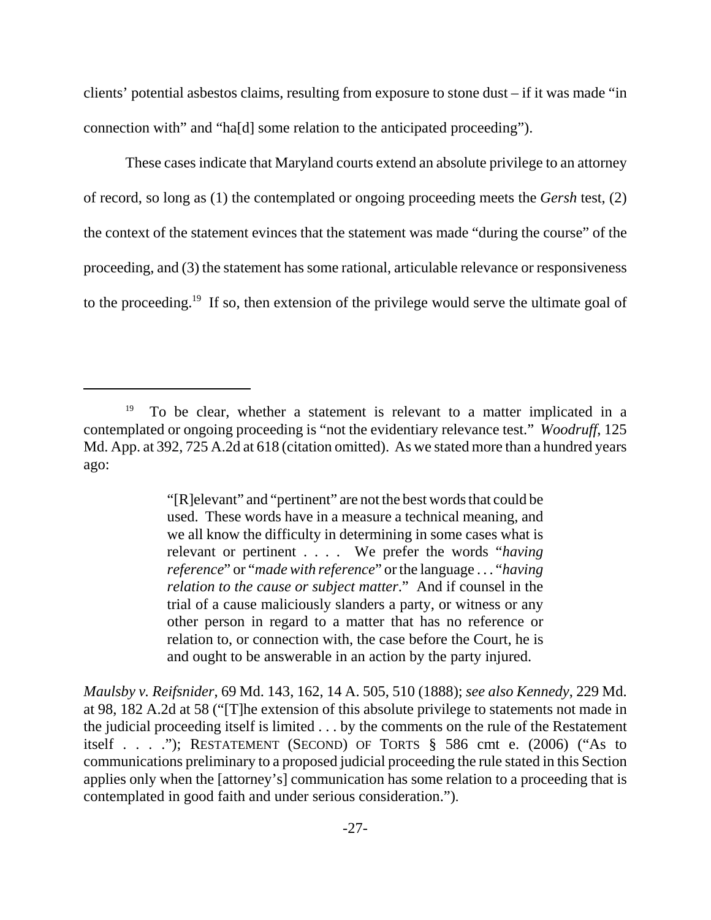clients' potential asbestos claims, resulting from exposure to stone dust – if it was made "in connection with" and "ha[d] some relation to the anticipated proceeding").

These cases indicate that Maryland courts extend an absolute privilege to an attorney of record, so long as (1) the contemplated or ongoing proceeding meets the *Gersh* test, (2) the context of the statement evinces that the statement was made "during the course" of the proceeding, and (3) the statement has some rational, articulable relevance or responsiveness to the proceeding.[19] If so, then extension of the privilege would serve the ultimate goal of

---

[19] To be clear, whether a statement is relevant to a matter implicated in a contemplated or ongoing proceeding is "not the evidentiary relevance test." *Woodruff*, 125 Md. App. at 392, 725 A.2d at 618 (citation omitted). As we stated more than a hundred years ago:

> "[R]elevant" and "pertinent" are not the best words that could be used. These words have in a measure a technical meaning, and we all know the difficulty in determining in some cases what is relevant or pertinent . . . . We prefer the words "*having reference*" or "*made with reference*" or the language . . . "*having relation to the cause or subject matter*." And if counsel in the trial of a cause maliciously slanders a party, or witness or any other person in regard to a matter that has no reference or relation to, or connection with, the case before the Court, he is and ought to be answerable in an action by the party injured.

*Maulsby v. Reifsnider*, 69 Md. 143, 162, 14 A. 505, 510 (1888); *see also Kennedy*, 229 Md. at 98, 182 A.2d at 58 ("[T]he extension of this absolute privilege to statements not made in the judicial proceeding itself is limited . . . by the comments on the rule of the Restatement itself . . . ."); RESTATEMENT (SECOND) OF TORTS § 586 cmt e. (2006) ("As to communications preliminary to a proposed judicial proceeding the rule stated in this Section applies only when the [attorney's] communication has some relation to a proceeding that is contemplated in good faith and under serious consideration.").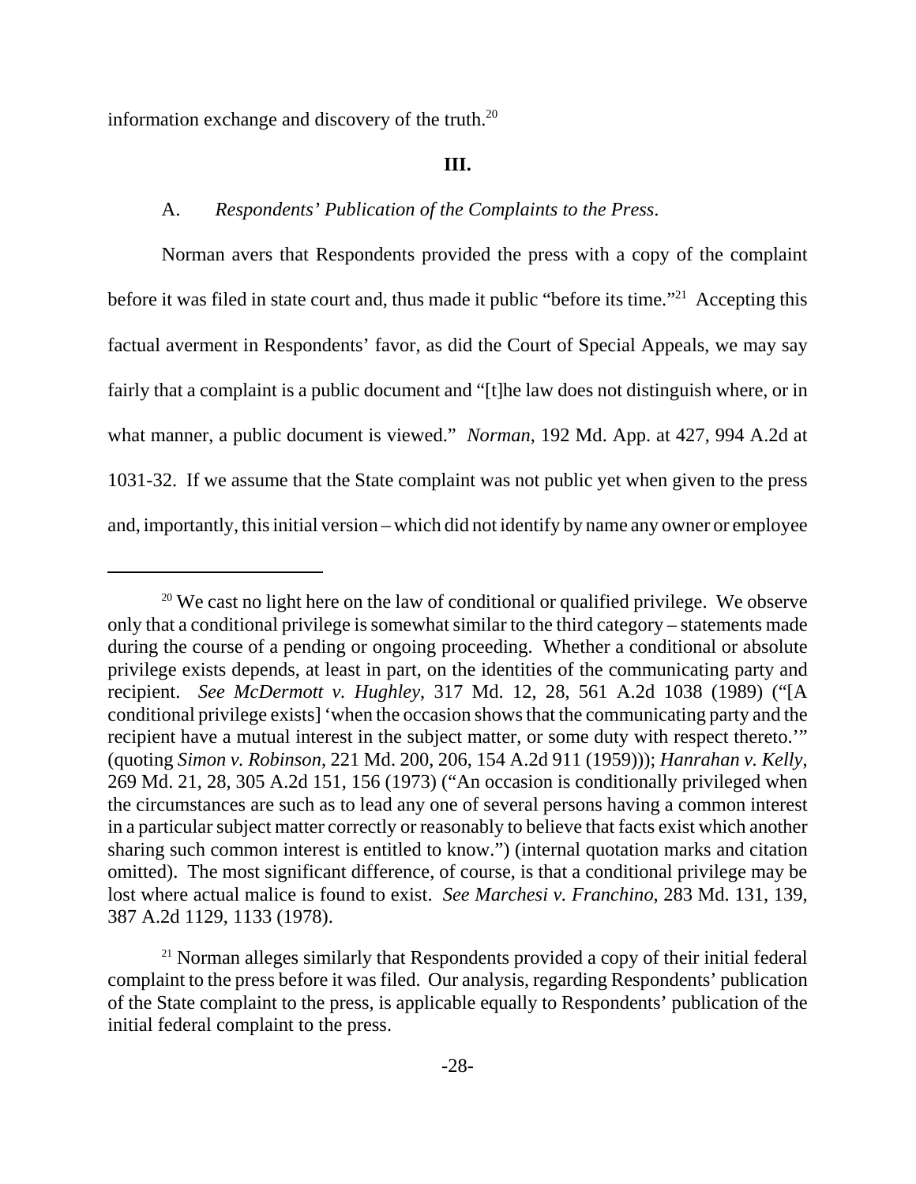information exchange and discovery of the truth.[20]

### III.

A. *Respondents' Publication of the Complaints to the Press.*

Norman avers that Respondents provided the press with a copy of the complaint before it was filed in state court and, thus made it public "before its time."[21] Accepting this factual averment in Respondents' favor, as did the Court of Special Appeals, we may say fairly that a complaint is a public document and "[t]he law does not distinguish where, or in what manner, a public document is viewed." *Norman*, 192 Md. App. at 427, 994 A.2d at 1031-32. If we assume that the State complaint was not public yet when given to the press and, importantly, this initial version – which did not identify by name any owner or employee

---

[20] We cast no light here on the law of conditional or qualified privilege. We observe only that a conditional privilege is somewhat similar to the third category – statements made during the course of a pending or ongoing proceeding. Whether a conditional or absolute privilege exists depends, at least in part, on the identities of the communicating party and recipient. *See McDermott v. Hughley*, 317 Md. 12, 28, 561 A.2d 1038 (1989) ("[A conditional privilege exists] 'when the occasion shows that the communicating party and the recipient have a mutual interest in the subject matter, or some duty with respect thereto.'" (quoting *Simon v. Robinson*, 221 Md. 200, 206, 154 A.2d 911 (1959))); *Hanrahan v. Kelly*, 269 Md. 21, 28, 305 A.2d 151, 156 (1973) ("An occasion is conditionally privileged when the circumstances are such as to lead any one of several persons having a common interest in a particular subject matter correctly or reasonably to believe that facts exist which another sharing such common interest is entitled to know.") (internal quotation marks and citation omitted). The most significant difference, of course, is that a conditional privilege may be lost where actual malice is found to exist. *See Marchesi v. Franchino*, 283 Md. 131, 139, 387 A.2d 1129, 1133 (1978).

[21] Norman alleges similarly that Respondents provided a copy of their initial federal complaint to the press before it was filed. Our analysis, regarding Respondents' publication of the State complaint to the press, is applicable equally to Respondents' publication of the initial federal complaint to the press.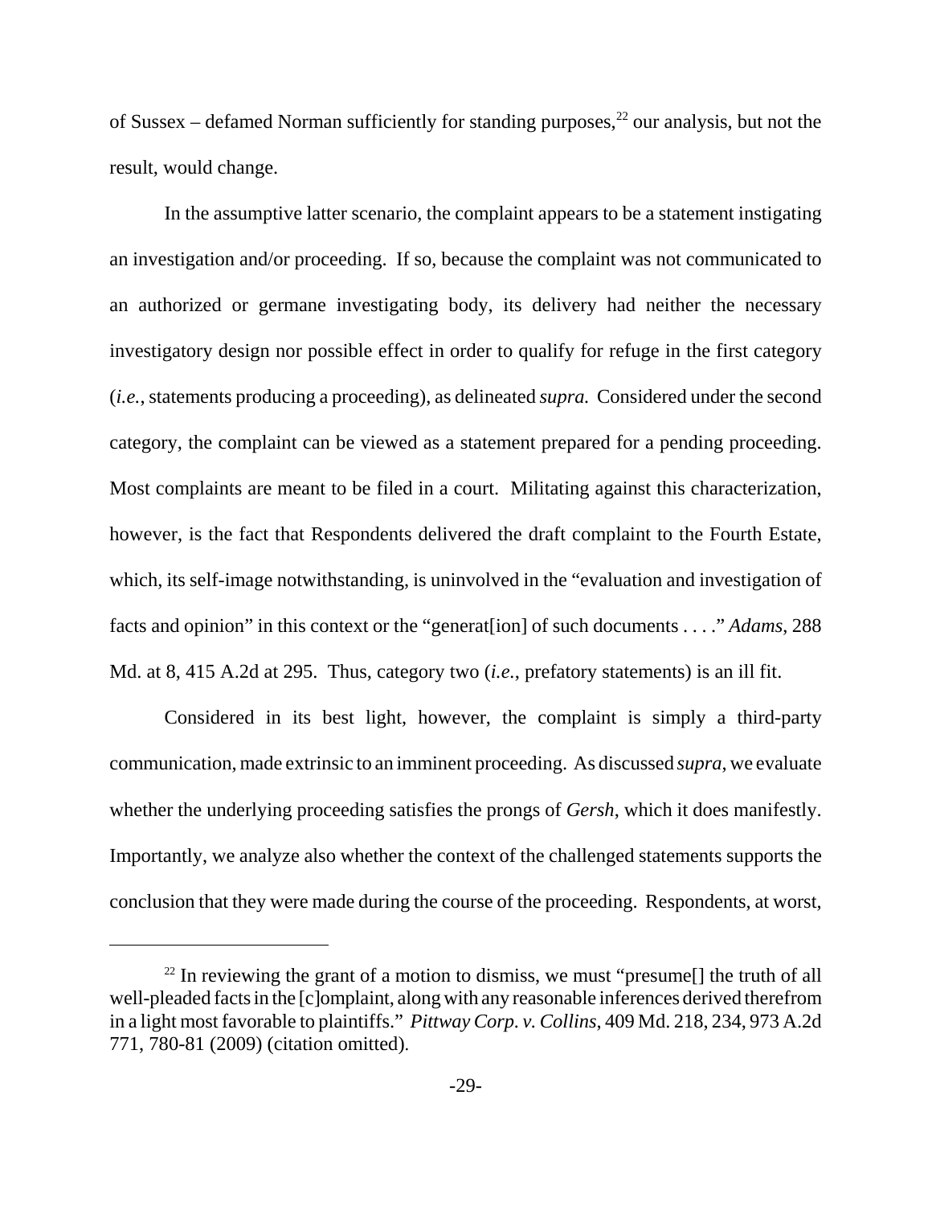of Sussex – defamed Norman sufficiently for standing purposes,[22] our analysis, but not the result, would change.

In the assumptive latter scenario, the complaint appears to be a statement instigating an investigation and/or proceeding. If so, because the complaint was not communicated to an authorized or germane investigating body, its delivery had neither the necessary investigatory design nor possible effect in order to qualify for refuge in the first category (*i.e.*, statements producing a proceeding), as delineated *supra.* Considered under the second category, the complaint can be viewed as a statement prepared for a pending proceeding. Most complaints are meant to be filed in a court. Militating against this characterization, however, is the fact that Respondents delivered the draft complaint to the Fourth Estate, which, its self-image notwithstanding, is uninvolved in the "evaluation and investigation of facts and opinion" in this context or the "generat[ion] of such documents . . . ." *Adams*, 288 Md. at 8, 415 A.2d at 295. Thus, category two (*i.e.*, prefatory statements) is an ill fit.

Considered in its best light, however, the complaint is simply a third-party communication, made extrinsic to an imminent proceeding. As discussed *supra*, we evaluate whether the underlying proceeding satisfies the prongs of *Gersh*, which it does manifestly. Importantly, we analyze also whether the context of the challenged statements supports the conclusion that they were made during the course of the proceeding. Respondents, at worst,

---

[22] In reviewing the grant of a motion to dismiss, we must "presume[] the truth of all well-pleaded facts in the [c]omplaint, along with any reasonable inferences derived therefrom in a light most favorable to plaintiffs." *Pittway Corp. v. Collins*, 409 Md. 218, 234, 973 A.2d 771, 780-81 (2009) (citation omitted).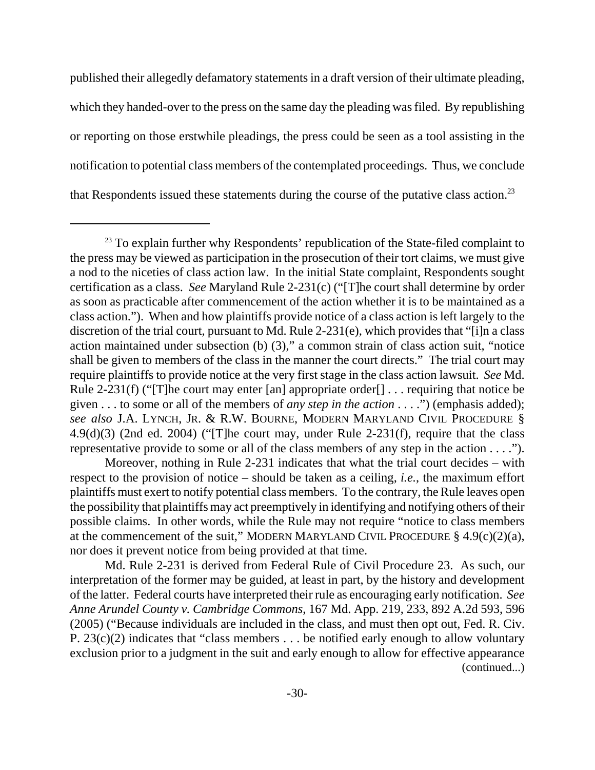published their allegedly defamatory statements in a draft version of their ultimate pleading, which they handed-over to the press on the same day the pleading was filed. By republishing or reporting on those erstwhile pleadings, the press could be seen as a tool assisting in the notification to potential class members of the contemplated proceedings. Thus, we conclude that Respondents issued these statements during the course of the putative class action.[23]

---

[23] To explain further why Respondents' republication of the State-filed complaint to the press may be viewed as participation in the prosecution of their tort claims, we must give a nod to the niceties of class action law. In the initial State complaint, Respondents sought certification as a class. *See* Maryland Rule 2-231(c) ("[T]he court shall determine by order as soon as practicable after commencement of the action whether it is to be maintained as a class action."). When and how plaintiffs provide notice of a class action is left largely to the discretion of the trial court, pursuant to Md. Rule 2-231(e), which provides that "[i]n a class action maintained under subsection (b) (3)," a common strain of class action suit, "notice shall be given to members of the class in the manner the court directs." The trial court may require plaintiffs to provide notice at the very first stage in the class action lawsuit. *See* Md. Rule 2-231(f) ("[T]he court may enter [an] appropriate order[] . . . requiring that notice be given . . . to some or all of the members of *any step in the action* . . . .") (emphasis added); *see also* J.A. LYNCH, JR. & R.W. BOURNE, MODERN MARYLAND CIVIL PROCEDURE § 4.9(d)(3) (2nd ed. 2004) ("[T]he court may, under Rule 2-231(f), require that the class representative provide to some or all of the class members of any step in the action . . . .").

Moreover, nothing in Rule 2-231 indicates that what the trial court decides – with respect to the provision of notice – should be taken as a ceiling, *i.e.*, the maximum effort plaintiffs must exert to notify potential class members. To the contrary, the Rule leaves open the possibility that plaintiffs may act preemptively in identifying and notifying others of their possible claims. In other words, while the Rule may not require "notice to class members at the commencement of the suit," MODERN MARYLAND CIVIL PROCEDURE § 4.9(c)(2)(a), nor does it prevent notice from being provided at that time.

Md. Rule 2-231 is derived from Federal Rule of Civil Procedure 23. As such, our interpretation of the former may be guided, at least in part, by the history and development of the latter. Federal courts have interpreted their rule as encouraging early notification. *See Anne Arundel County v. Cambridge Commons*, 167 Md. App. 219, 233, 892 A.2d 593, 596 (2005) ("Because individuals are included in the class, and must then opt out, Fed. R. Civ. P. 23(c)(2) indicates that "class members . . . be notified early enough to allow voluntary exclusion prior to a judgment in the suit and early enough to allow for effective appearance (continued...)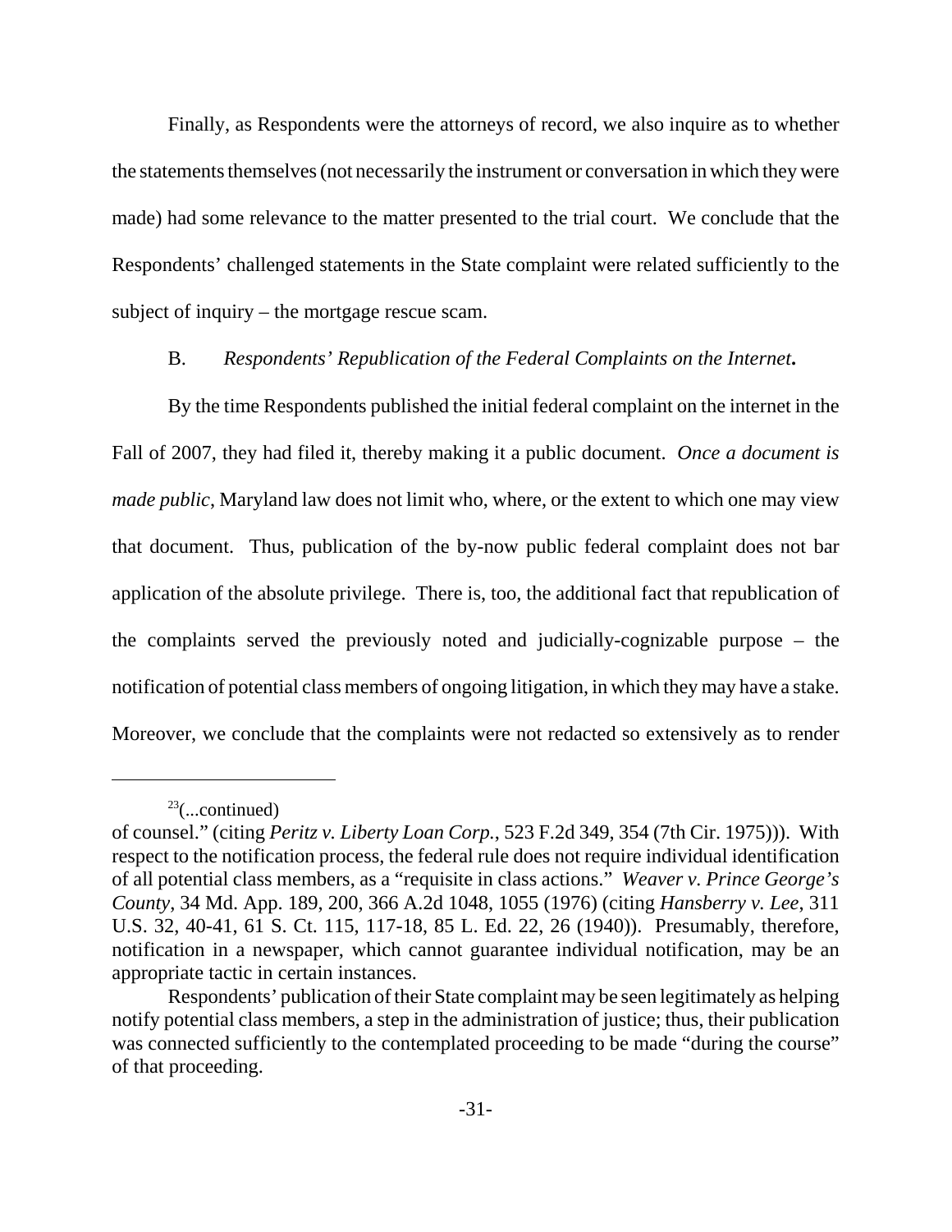Finally, as Respondents were the attorneys of record, we also inquire as to whether the statements themselves (not necessarily the instrument or conversation in which they were made) had some relevance to the matter presented to the trial court. We conclude that the Respondents' challenged statements in the State complaint were related sufficiently to the subject of inquiry – the mortgage rescue scam.

B. *Respondents' Republication of the Federal Complaints on the Internet***.**

By the time Respondents published the initial federal complaint on the internet in the Fall of 2007, they had filed it, thereby making it a public document. *Once a document is made public*, Maryland law does not limit who, where, or the extent to which one may view that document. Thus, publication of the by-now public federal complaint does not bar application of the absolute privilege. There is, too, the additional fact that republication of the complaints served the previously noted and judicially-cognizable purpose – the notification of potential class members of ongoing litigation, in which they may have a stake. Moreover, we conclude that the complaints were not redacted so extensively as to render

---

[23](...continued)
of counsel." (citing *Peritz v. Liberty Loan Corp.*, 523 F.2d 349, 354 (7th Cir. 1975))). With respect to the notification process, the federal rule does not require individual identification of all potential class members, as a "requisite in class actions." *Weaver v. Prince George's County*, 34 Md. App. 189, 200, 366 A.2d 1048, 1055 (1976) (citing *Hansberry v. Lee*, 311 U.S. 32, 40-41, 61 S. Ct. 115, 117-18, 85 L. Ed. 22, 26 (1940)). Presumably, therefore, notification in a newspaper, which cannot guarantee individual notification, may be an appropriate tactic in certain instances.

Respondents' publication of their State complaint may be seen legitimately as helping notify potential class members, a step in the administration of justice; thus, their publication was connected sufficiently to the contemplated proceeding to be made "during the course" of that proceeding.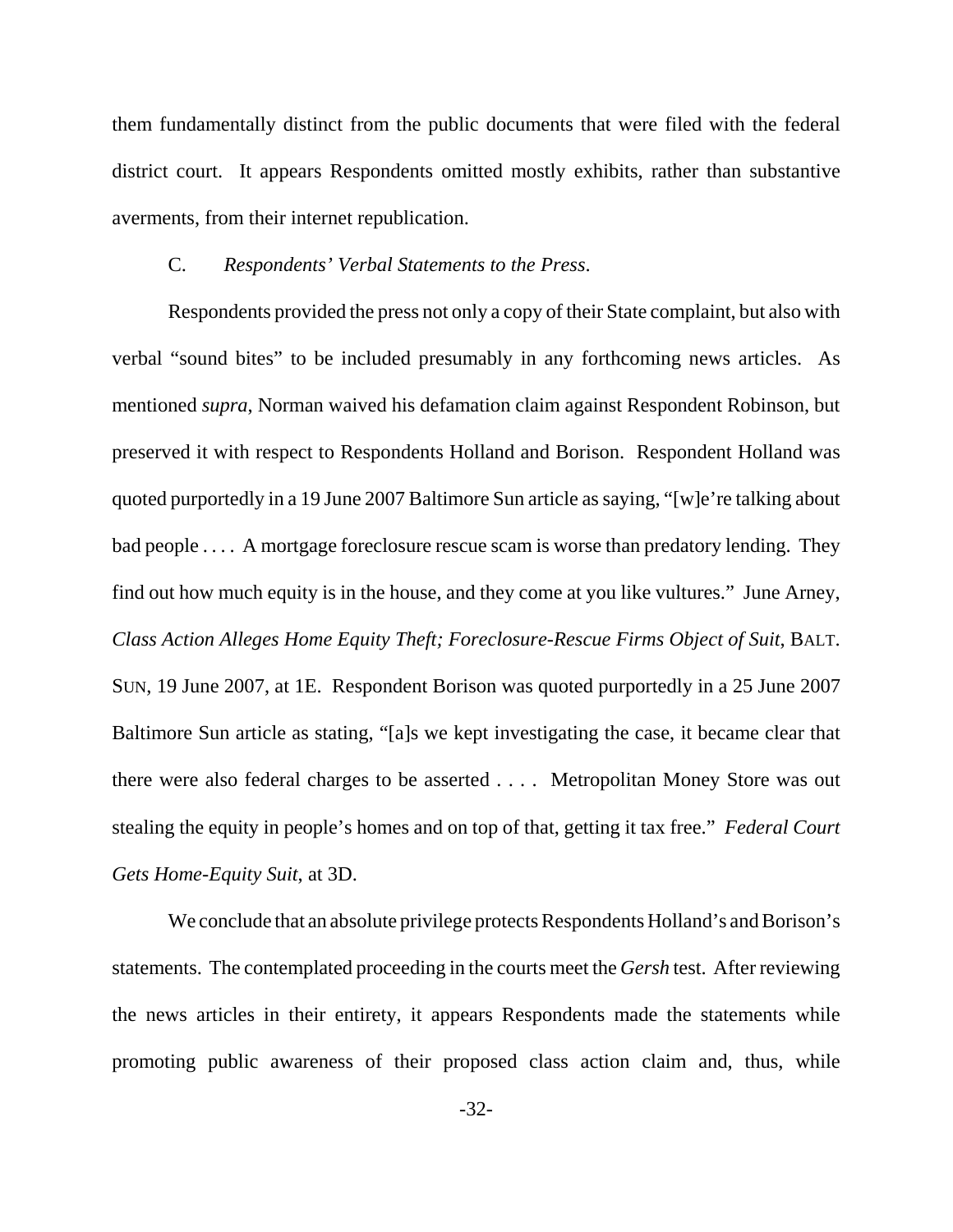them fundamentally distinct from the public documents that were filed with the federal district court. It appears Respondents omitted mostly exhibits, rather than substantive averments, from their internet republication.

C. *Respondents' Verbal Statements to the Press*.

Respondents provided the press not only a copy of their State complaint, but also with verbal "sound bites" to be included presumably in any forthcoming news articles. As mentioned *supra*, Norman waived his defamation claim against Respondent Robinson, but preserved it with respect to Respondents Holland and Borison. Respondent Holland was quoted purportedly in a 19 June 2007 Baltimore Sun article as saying, "[w]e're talking about bad people . . . . A mortgage foreclosure rescue scam is worse than predatory lending. They find out how much equity is in the house, and they come at you like vultures." June Arney, *Class Action Alleges Home Equity Theft; Foreclosure-Rescue Firms Object of Suit*, BALT. SUN, 19 June 2007, at 1E. Respondent Borison was quoted purportedly in a 25 June 2007 Baltimore Sun article as stating, "[a]s we kept investigating the case, it became clear that there were also federal charges to be asserted . . . . Metropolitan Money Store was out stealing the equity in people's homes and on top of that, getting it tax free." *Federal Court Gets Home-Equity Suit*, at 3D.

We conclude that an absolute privilege protects Respondents Holland's and Borison's statements. The contemplated proceeding in the courts meet the *Gersh* test. After reviewing the news articles in their entirety, it appears Respondents made the statements while promoting public awareness of their proposed class action claim and, thus, while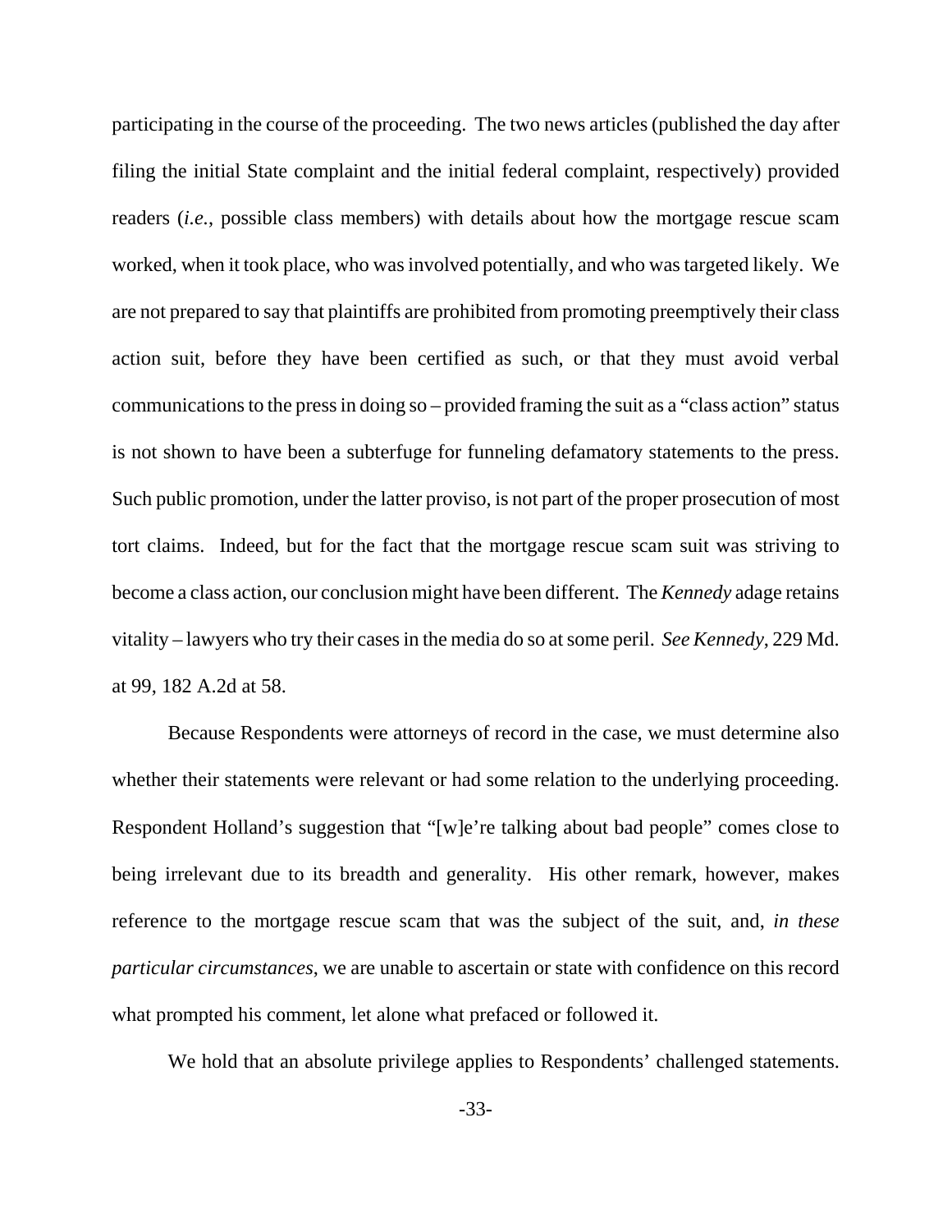participating in the course of the proceeding. The two news articles (published the day after filing the initial State complaint and the initial federal complaint, respectively) provided readers (*i.e.*, possible class members) with details about how the mortgage rescue scam worked, when it took place, who was involved potentially, and who was targeted likely. We are not prepared to say that plaintiffs are prohibited from promoting preemptively their class action suit, before they have been certified as such, or that they must avoid verbal communications to the press in doing so – provided framing the suit as a "class action" status is not shown to have been a subterfuge for funneling defamatory statements to the press. Such public promotion, under the latter proviso, is not part of the proper prosecution of most tort claims. Indeed, but for the fact that the mortgage rescue scam suit was striving to become a class action, our conclusion might have been different. The *Kennedy* adage retains vitality – lawyers who try their cases in the media do so at some peril. *See Kennedy*, 229 Md. at 99, 182 A.2d at 58.

Because Respondents were attorneys of record in the case, we must determine also whether their statements were relevant or had some relation to the underlying proceeding. Respondent Holland's suggestion that "[w]e're talking about bad people" comes close to being irrelevant due to its breadth and generality. His other remark, however, makes reference to the mortgage rescue scam that was the subject of the suit, and, *in these particular circumstances*, we are unable to ascertain or state with confidence on this record what prompted his comment, let alone what prefaced or followed it.

We hold that an absolute privilege applies to Respondents' challenged statements.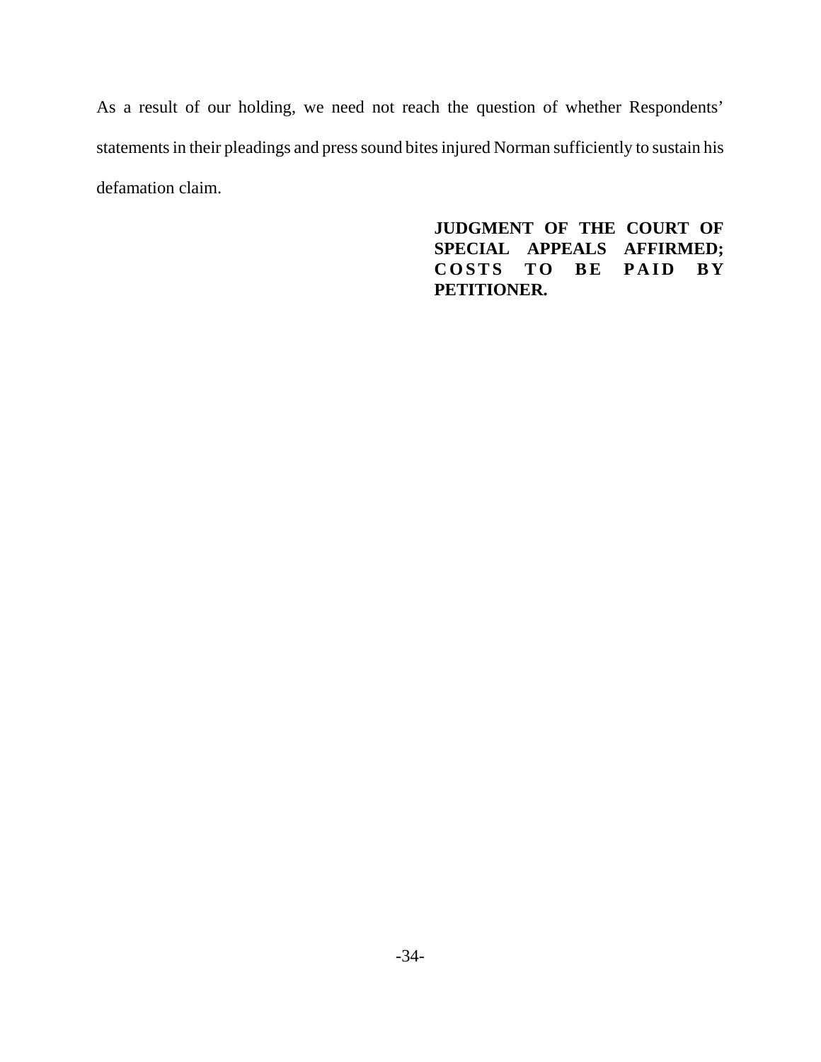As a result of our holding, we need not reach the question of whether Respondents' statements in their pleadings and press sound bites injured Norman sufficiently to sustain his defamation claim.

**JUDGMENT OF THE COURT OF SPECIAL APPEALS AFFIRMED; COSTS TO BE PAID BY PETITIONER.**